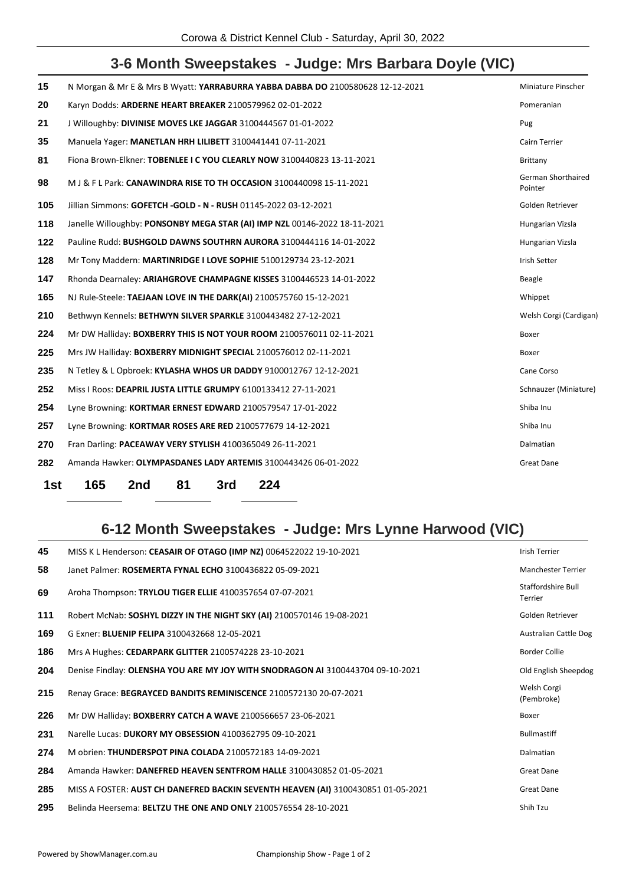Corowa & District Kennel Club - Saturday, April 30, 2022

## 3-6 Month Sweepstakes - Judge: Mrs Barbara Doyle (VIC)

| | | |
|---|---|---|
| 15 | N Morgan & Mr E & Mrs B Wyatt: **YARRABURRA YABBA DABBA DO** 2100580628 12-12-2021 | Miniature Pinscher |
| 20 | Karyn Dodds: **ARDERNE HEART BREAKER** 2100579962 02-01-2022 | Pomeranian |
| 21 | J Willoughby: **DIVINISE MOVES LKE JAGGAR** 3100444567 01-01-2022 | Pug |
| 35 | Manuela Yager: **MANETLAN HRH LILIBETT** 3100441441 07-11-2021 | Cairn Terrier |
| 81 | Fiona Brown-Elkner: **TOBENLEE I C YOU CLEARLY NOW** 3100440823 13-11-2021 | Brittany |
| 98 | M J & F L Park: **CANAWINDRA RISE TO TH OCCASION** 3100440098 15-11-2021 | German Shorthaired Pointer |
| 105 | Jillian Simmons: **GOFETCH -GOLD - N - RUSH** 01145-2022 03-12-2021 | Golden Retriever |
| 118 | Janelle Willoughby: **PONSONBY MEGA STAR (AI) IMP NZL** 00146-2022 18-11-2021 | Hungarian Vizsla |
| 122 | Pauline Rudd: **BUSHGOLD DAWNS SOUTHRN AURORA** 3100444116 14-01-2022 | Hungarian Vizsla |
| 128 | Mr Tony Maddern: **MARTINRIDGE I LOVE SOPHIE** 5100129734 23-12-2021 | Irish Setter |
| 147 | Rhonda Dearnaley: **ARIAHGROVE CHAMPAGNE KISSES** 3100446523 14-01-2022 | Beagle |
| 165 | NJ Rule-Steele: **TAEJAAN LOVE IN THE DARK(AI)** 2100575760 15-12-2021 | Whippet |
| 210 | Bethwyn Kennels: **BETHWYN SILVER SPARKLE** 3100443482 27-12-2021 | Welsh Corgi (Cardigan) |
| 224 | Mr DW Halliday: **BOXBERRY THIS IS NOT YOUR ROOM** 2100576011 02-11-2021 | Boxer |
| 225 | Mrs JW Halliday: **BOXBERRY MIDNIGHT SPECIAL** 2100576012 02-11-2021 | Boxer |
| 235 | N Tetley & L Opbroek: **KYLASHA WHOS UR DADDY** 9100012767 12-12-2021 | Cane Corso |
| 252 | Miss I Roos: **DEAPRIL JUSTA LITTLE GRUMPY** 6100133412 27-11-2021 | Schnauzer (Miniature) |
| 254 | Lyne Browning: **KORTMAR ERNEST EDWARD** 2100579547 17-01-2022 | Shiba Inu |
| 257 | Lyne Browning: **KORTMAR ROSES ARE RED** 2100577679 14-12-2021 | Shiba Inu |
| 270 | Fran Darling: **PACEAWAY VERY STYLISH** 4100365049 26-11-2021 | Dalmatian |
| 282 | Amanda Hawker: **OLYMPASDANES LADY ARTEMIS** 3100443426 06-01-2022 | Great Dane |

**1st** 165 **2nd** 81 **3rd** 224

## 6-12 Month Sweepstakes - Judge: Mrs Lynne Harwood (VIC)

| | | |
|---|---|---|
| 45 | MISS K L Henderson: **CEASAIR OF OTAGO (IMP NZ)** 0064522022 19-10-2021 | Irish Terrier |
| 58 | Janet Palmer: **ROSEMERTA FYNAL ECHO** 3100436822 05-09-2021 | Manchester Terrier |
| 69 | Aroha Thompson: **TRYLOU TIGER ELLIE** 4100357654 07-07-2021 | Staffordshire Bull Terrier |
| 111 | Robert McNab: **SOSHYL DIZZY IN THE NIGHT SKY (AI)** 2100570146 19-08-2021 | Golden Retriever |
| 169 | G Exner: **BLUENIP FELIPA** 3100432668 12-05-2021 | Australian Cattle Dog |
| 186 | Mrs A Hughes: **CEDARPARK GLITTER** 2100574228 23-10-2021 | Border Collie |
| 204 | Denise Findlay: **OLENSHA YOU ARE MY JOY WITH SNODRAGON AI** 3100443704 09-10-2021 | Old English Sheepdog |
| 215 | Renay Grace: **BEGRAYCED BANDITS REMINISCENCE** 2100572130 20-07-2021 | Welsh Corgi (Pembroke) |
| 226 | Mr DW Halliday: **BOXBERRY CATCH A WAVE** 2100566657 23-06-2021 | Boxer |
| 231 | Narelle Lucas: **DUKORY MY OBSESSION** 4100362795 09-10-2021 | Bullmastiff |
| 274 | M obrien: **THUNDERSPOT PINA COLADA** 2100572183 14-09-2021 | Dalmatian |
| 284 | Amanda Hawker: **DANEFRED HEAVEN SENTFROM HALLE** 3100430852 01-05-2021 | Great Dane |
| 285 | MISS A FOSTER: **AUST CH DANEFRED BACKIN SEVENTH HEAVEN (AI)** 3100430851 01-05-2021 | Great Dane |
| 295 | Belinda Heersema: **BELTZU THE ONE AND ONLY** 2100576554 28-10-2021 | Shih Tzu |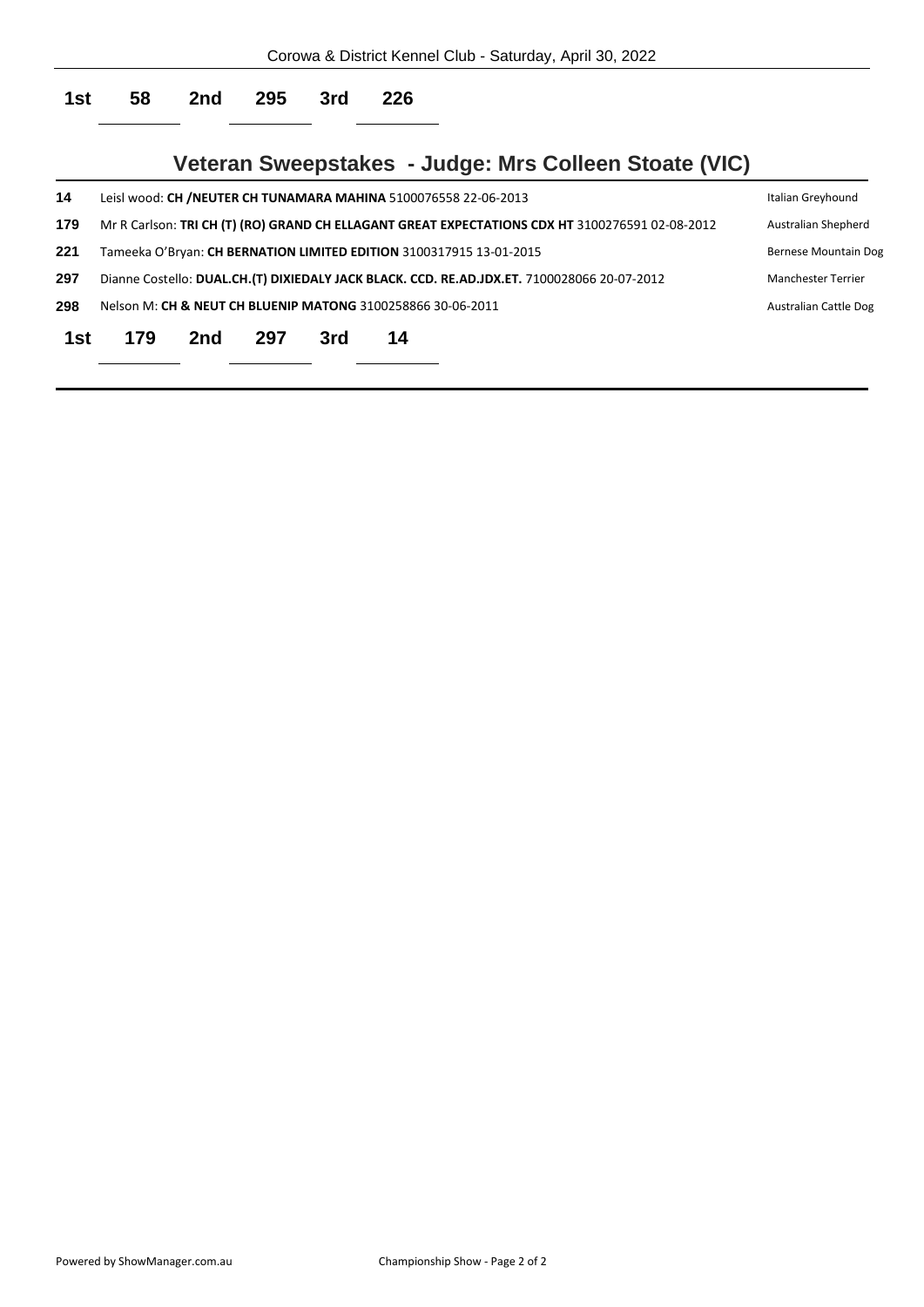**1st** 58 **2nd** 295 **3rd** 226

## Veteran Sweepstakes - Judge: Mrs Colleen Stoate (VIC)

| | | |
|---|---|---|
| **14** | Leisl wood: **CH /NEUTER CH TUNAMARA MAHINA** 5100076558 22-06-2013 | Italian Greyhound |
| **179** | Mr R Carlson: **TRI CH (T) (RO) GRAND CH ELLAGANT GREAT EXPECTATIONS CDX HT** 3100276591 02-08-2012 | Australian Shepherd |
| **221** | Tameeka O'Bryan: **CH BERNATION LIMITED EDITION** 3100317915 13-01-2015 | Bernese Mountain Dog |
| **297** | Dianne Costello: **DUAL.CH.(T) DIXIEDALY JACK BLACK. CCD. RE.AD.JDX.ET.** 7100028066 20-07-2012 | Manchester Terrier |
| **298** | Nelson M: **CH & NEUT CH BLUENIP MATONG** 3100258866 30-06-2011 | Australian Cattle Dog |

**1st** 179 **2nd** 297 **3rd** 14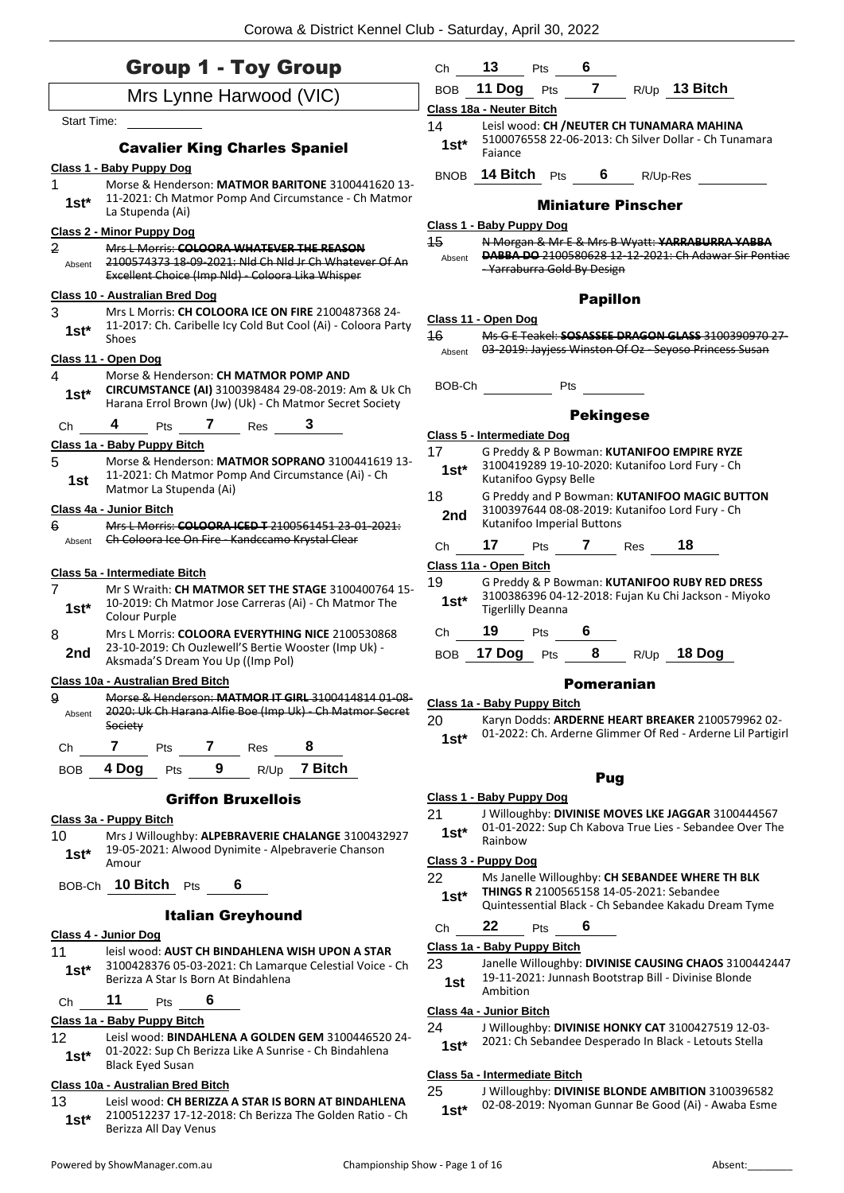# Group 1 - Toy Group

Mrs Lynne Harwood (VIC)

Start Time: ___________

## Cavalier King Charles Spaniel

**Class 1 - Baby Puppy Dog**

1 — 1st* — Morse & Henderson: **MATMOR BARITONE** 3100441620 13-11-2021: Ch Matmor Pomp And Circumstance - Ch Matmor La Stupenda (Ai)

**Class 2 - Minor Puppy Dog**

2 — Absent — ~~Mrs L Morris: **COLOORA WHATEVER THE REASON** 2100574373 18-09-2021: Nld Ch Nld Jr Ch Whatever Of An Excellent Choice (Imp Nld) - Coloora Lika Whisper~~

**Class 10 - Australian Bred Dog**

3 — 1st* — Mrs L Morris: **CH COLOORA ICE ON FIRE** 2100487368 24-11-2017: Ch. Caribelle Icy Cold But Cool (Ai) - Coloora Party Shoes

**Class 11 - Open Dog**

4 — 1st* — Morse & Henderson: **CH MATMOR POMP AND CIRCUMSTANCE (AI)** 3100398484 29-08-2019: Am & Uk Ch Harana Errol Brown (Jw) (Uk) - Ch Matmor Secret Society

Ch **4** Pts **7** Res **3**

**Class 1a - Baby Puppy Bitch**

5 — 1st — Morse & Henderson: **MATMOR SOPRANO** 3100441619 13-11-2021: Ch Matmor Pomp And Circumstance (Ai) - Ch Matmor La Stupenda (Ai)

**Class 4a - Junior Bitch**

6 — Absent — ~~Mrs L Morris: **COLOORA ICED T** 2100561451 23-01-2021: Ch Coloora Ice On Fire - Kandccamo Krystal Clear~~

**Class 5a - Intermediate Bitch**

7 — 1st* — Mr S Wraith: **CH MATMOR SET THE STAGE** 3100400764 15-10-2019: Ch Matmor Jose Carreras (Ai) - Ch Matmor The Colour Purple

8 — 2nd — Mrs L Morris: **COLOORA EVERYTHING NICE** 2100530868 23-10-2019: Ch Ouzlewell'S Bertie Wooster (Imp Uk) - Aksmada'S Dream You Up ((Imp Pol)

**Class 10a - Australian Bred Bitch**

9 — Absent — ~~Morse & Henderson: **MATMOR IT GIRL** 3100414814 01-08-2020: Uk Ch Harana Alfie Boe (Imp Uk) - Ch Matmor Secret Society~~

Ch **7** Pts **7** Res **8**

BOB **4 Dog** Pts **9** R/Up **7 Bitch**

## Griffon Bruxellois

**Class 3a - Puppy Bitch**

10 — 1st* — Mrs J Willoughby: **ALPEBRAVERIE CHALANGE** 3100432927 19-05-2021: Alwood Dynimite - Alpebraverie Chanson Amour

BOB-Ch **10 Bitch** Pts **6**

## Italian Greyhound

**Class 4 - Junior Dog**

11 — 1st* — leisl wood: **AUST CH BINDAHLENA WISH UPON A STAR** 3100428376 05-03-2021: Ch Lamarque Celestial Voice - Ch Berizza A Star Is Born At Bindahlena

Ch **11** Pts **6**

**Class 1a - Baby Puppy Bitch**

12 — 1st* — Leisl wood: **BINDAHLENA A GOLDEN GEM** 3100446520 24-01-2022: Sup Ch Berizza Like A Sunrise - Ch Bindahlena Black Eyed Susan

**Class 10a - Australian Bred Bitch**

13 — 1st* — Leisl wood: **CH BERIZZA A STAR IS BORN AT BINDAHLENA** 2100512237 17-12-2018: Ch Berizza The Golden Ratio - Ch Berizza All Day Venus

Ch **13** Pts **6**

BOB **11 Dog** Pts **7** R/Up **13 Bitch**

**Class 18a - Neuter Bitch**

14 — 1st* — Leisl wood: **CH /NEUTER CH TUNAMARA MAHINA** 5100076558 22-06-2013: Ch Silver Dollar - Ch Tunamara Faiance

BNOB **14 Bitch** Pts **6** R/Up-Res ___________

## Miniature Pinscher

**Class 1 - Baby Puppy Dog**

15 — Absent — ~~N Morgan & Mr E & Mrs B Wyatt: **YARRABURRA YABBA DABBA DO** 2100580628 12-12-2021: Ch Adawar Sir Pontiac - Yarraburra Gold By Design~~

## Papillon

**Class 11 - Open Dog**

16 — Absent — ~~Ms G E Teakel: **SOSASSEE DRAGON GLASS** 3100390970 27-03-2019: Jayjess Winston Of Oz - Seyoso Princess Susan~~

BOB-Ch ___________ Pts ___________

## Pekingese

**Class 5 - Intermediate Dog**

17 — 1st* — G Preddy & P Bowman: **KUTANIFOO EMPIRE RYZE** 3100419289 19-10-2020: Kutanifoo Lord Fury - Ch Kutanifoo Gypsy Belle

18 — 2nd — G Preddy and P Bowman: **KUTANIFOO MAGIC BUTTON** 3100397644 08-08-2019: Kutanifoo Lord Fury - Ch Kutanifoo Imperial Buttons

Ch **17** Pts **7** Res **18**

**Class 11a - Open Bitch**

19 — 1st* — G Preddy & P Bowman: **KUTANIFOO RUBY RED DRESS** 3100386396 04-12-2018: Fujan Ku Chi Jackson - Miyoko Tigerlilly Deanna

Ch **19** Pts **6**

BOB **17 Dog** Pts **8** R/Up **18 Dog**

## Pomeranian

**Class 1a - Baby Puppy Bitch**

20 — 1st* — Karyn Dodds: **ARDERNE HEART BREAKER** 2100579962 02-01-2022: Ch. Arderne Glimmer Of Red - Arderne Lil Partigirl

## Pug

**Class 1 - Baby Puppy Dog**

21 — 1st* — J Willoughby: **DIVINISE MOVES LKE JAGGAR** 3100444567 01-01-2022: Sup Ch Kabova True Lies - Sebandee Over The Rainbow

**Class 3 - Puppy Dog**

22 — 1st* — Ms Janelle Willoughby: **CH SEBANDEE WHERE TH BLK THINGS R** 2100565158 14-05-2021: Sebandee Quintessential Black - Ch Sebandee Kakadu Dream Tyme

Ch **22** Pts **6**

**Class 1a - Baby Puppy Bitch**

23 — 1st — Janelle Willoughby: **DIVINISE CAUSING CHAOS** 3100442447 19-11-2021: Junnash Bootstrap Bill - Divinise Blonde Ambition

**Class 4a - Junior Bitch**

24 — 1st* — J Willoughby: **DIVINISE HONKY CAT** 3100427519 12-03-2021: Ch Sebandee Desperado In Black - Letouts Stella

**Class 5a - Intermediate Bitch**

25 — 1st* — J Willoughby: **DIVINISE BLONDE AMBITION** 3100396582 02-08-2019: Nyoman Gunnar Be Good (Ai) - Awaba Esme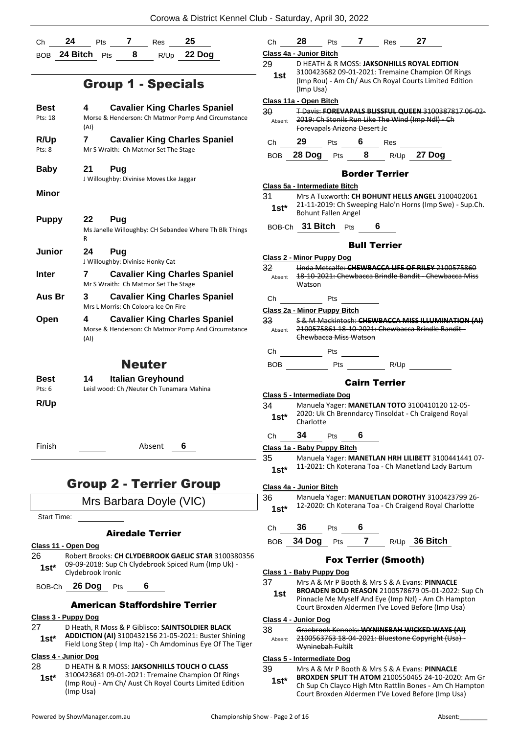Ch **24** Pts **7** Res **25**

BOB **24 Bitch** Pts **8** R/Up **22 Dog**

## Group 1 - Specials

**Best** — **4 Cavalier King Charles Spaniel**
Pts: 18 — Morse & Henderson: Ch Matmor Pomp And Circumstance (AI)

**R/Up** — **7 Cavalier King Charles Spaniel**
Pts: 8 — Mr S Wraith: Ch Matmor Set The Stage

**Baby** — **21 Pug**
J Willoughby: Divinise Moves Lke Jaggar

**Minor**

**Puppy** — **22 Pug**
Ms Janelle Willoughby: CH Sebandee Where Th Blk Things R

**Junior** — **24 Pug**
J Willoughby: Divinise Honky Cat

**Inter** — **7 Cavalier King Charles Spaniel**
Mr S Wraith: Ch Matmor Set The Stage

**Aus Br** — **3 Cavalier King Charles Spaniel**
Mrs L Morris: Ch Coloora Ice On Fire

**Open** — **4 Cavalier King Charles Spaniel**
Morse & Henderson: Ch Matmor Pomp And Circumstance (AI)

## Neuter

**Best** — **14 Italian Greyhound**
Pts: 6 — Leisl wood: Ch /Neuter Ch Tunamara Mahina

**R/Up**

Finish ______ Absent **6**

## Group 2 - Terrier Group

Mrs Barbara Doyle (VIC)

Start Time:

### Airedale Terrier

**Class 11 - Open Dog**

26 — **1st*** — Robert Brooks: **CH CLYDEBROOK GAELIC STAR** 3100380356 09-09-2018: Sup Ch Clydebrook Spiced Rum (Imp Uk) - Clydebrook Ironic

BOB-Ch **26 Dog** Pts **6**

### American Staffordshire Terrier

**Class 3 - Puppy Dog**

27 — **1st*** — D Heath, R Moss & P Giblisco: **SAINTSOLDIER BLACK ADDICTION (AI)** 3100432156 21-05-2021: Buster Shining Field Long Step ( Imp Ita) - Ch Amdominus Eye Of The Tiger

**Class 4 - Junior Dog**

28 — **1st*** — D HEATH & R MOSS: **JAKSONHILLS TOUCH O CLASS** 3100423681 09-01-2021: Tremaine Champion Of Rings (Imp Rou) - Am Ch/ Aust Ch Royal Courts Limited Edition (Imp Usa)

Ch **28** Pts **7** Res **27**

**Class 4a - Junior Bitch**

29 — **1st** — D HEATH & R MOSS: **JAKSONHILLS ROYAL EDITION** 3100423682 09-01-2021: Tremaine Champion Of Rings (Imp Rou) - Am Ch/ Aus Ch Royal Courts Limited Edition (Imp Usa)

**Class 11a - Open Bitch**

30 — Absent — ~~T Davis: **FOREVAPALS BLISSFUL QUEEN** 3100387817 06-02-2019: Ch Stonils Run Like The Wind (Imp Ndl) - Ch Forevapals Arizona Desert Jc~~

Ch **29** Pts **6** Res

BOB **28 Dog** Pts **8** R/Up **27 Dog**

### Border Terrier

**Class 5a - Intermediate Bitch**

31 — **1st*** — Mrs A Tuxworth: **CH BOHUNT HELLS ANGEL** 3100402061 21-11-2019: Ch Sweeping Halo'n Horns (Imp Swe) - Sup.Ch. Bohunt Fallen Angel

BOB-Ch **31 Bitch** Pts **6**

### Bull Terrier

**Class 2 - Minor Puppy Dog**

32 — Absent — ~~Linda Metcalfe: **CHEWBACCA LIFE OF RILEY** 2100575860 18-10-2021: Chewbacca Brindle Bandit - Chewbacca Miss Watson~~

Ch ______ Pts ______

**Class 2a - Minor Puppy Bitch**

33 — Absent — ~~S & M Mackintosh: **CHEWBACCA MISS ILLUMINATION (AI)** 2100575861 18-10-2021: Chewbacca Brindle Bandit - Chewbacca Miss Watson~~

Ch ______ Pts ______

BOB ______ Pts ______ R/Up ______

### Cairn Terrier

**Class 5 - Intermediate Dog**

34 — **1st*** — Manuela Yager: **MANETLAN TOTO** 3100410120 12-05-2020: Uk Ch Brenndarcy Tinsoldat - Ch Craigend Royal Charlotte

Ch **34** Pts **6**

**Class 1a - Baby Puppy Bitch**

35 — **1st*** — Manuela Yager: **MANETLAN HRH LILIBETT** 3100441441 07-11-2021: Ch Koterana Toa - Ch Manetland Lady Bartum

**Class 4a - Junior Bitch**

36 — **1st*** — Manuela Yager: **MANUETLAN DOROTHY** 3100423799 26-12-2020: Ch Koterana Toa - Ch Craigend Royal Charlotte

Ch **36** Pts **6**

BOB **34 Dog** Pts **7** R/Up **36 Bitch**

### Fox Terrier (Smooth)

**Class 1 - Baby Puppy Dog**

37 — **1st** — Mrs A & Mr P Booth & Mrs S & A Evans: **PINNACLE BROADEN BOLD REASON** 2100578679 05-01-2022: Sup Ch Pinnacle Me Myself And Eye (Imp Nzl) - Am Ch Hampton Court Broxden Aldermen I've Loved Before (Imp Usa)

**Class 4 - Junior Dog**

38 — Absent — ~~Graebrook Kennels: **WYNINEBAH WICKED WAYS (AI)** 2100563763 18-04-2021: Bluestone Copyright (Usa) - Wyninebah Fultilt~~

**Class 5 - Intermediate Dog**

39 — **1st*** — Mrs A & Mr P Booth & Mrs S & A Evans: **PINNACLE BROXDEN SPLIT TH ATOM** 2100550465 24-10-2020: Am Gr Ch Sup Ch Clayco High Mtn Rattlin Bones - Am Ch Hampton Court Broxden Aldermen I'Ve Loved Before (Imp Usa)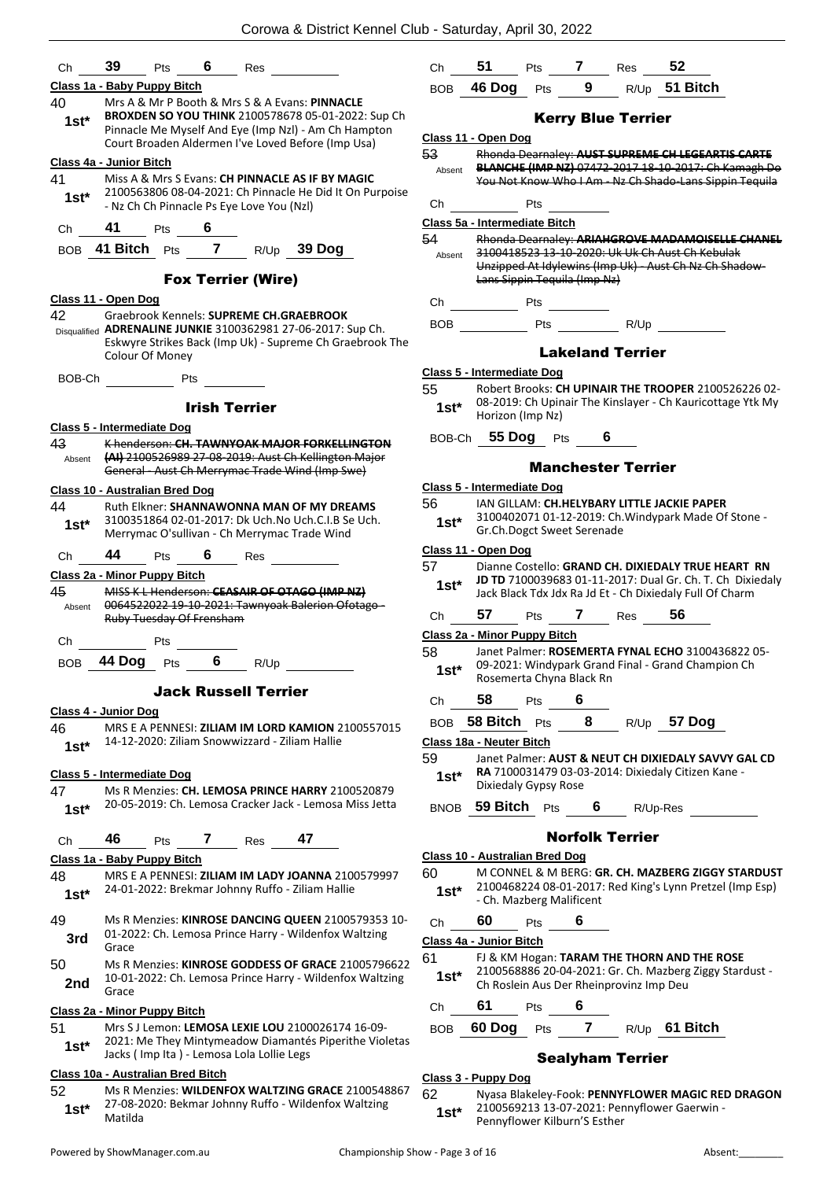| Ch | 39 | Pts | 6 | Res | |
|---|---|---|---|---|---|

**Class 1a - Baby Puppy Bitch**

40 **1st*** Mrs A & Mr P Booth & Mrs S & A Evans: **PINNACLE BROXDEN SO YOU THINK** 2100578678 05-01-2022: Sup Ch Pinnacle Me Myself And Eye (Imp Nzl) - Am Ch Hampton Court Broaden Aldermen I've Loved Before (Imp Usa)

**Class 4a - Junior Bitch**

41 **1st*** Miss A & Mrs S Evans: **CH PINNACLE AS IF BY MAGIC** 2100563806 08-04-2021: Ch Pinnacle He Did It On Purpoise - Nz Ch Ch Pinnacle Ps Eye Love You (Nzl)

Ch 41 Pts 6

BOB 41 Bitch Pts 7 R/Up 39 Dog

## Fox Terrier (Wire)

**Class 11 - Open Dog**

42 Disqualified Graebrook Kennels: **SUPREME CH.GRAEBROOK ADRENALINE JUNKIE** 3100362981 27-06-2017: Sup Ch. Eskwyre Strikes Back (Imp Uk) - Supreme Ch Graebrook The Colour Of Money

BOB-Ch Pts

## Irish Terrier

**Class 5 - Intermediate Dog**

43 Absent ~~K henderson: **CH. TAWNYOAK MAJOR FORKELLINGTON (AI)** 2100526989 27-08-2019: Aust Ch Kellington Major General - Aust Ch Merrymac Trade Wind (Imp Swe)~~

**Class 10 - Australian Bred Dog**

44 **1st*** Ruth Elkner: **SHANNAWONNA MAN OF MY DREAMS** 3100351864 02-01-2017: Dk Uch.No Uch.C.I.B Se Uch. Merrymac O'sullivan - Ch Merrymac Trade Wind

Ch 44 Pts 6 Res

**Class 2a - Minor Puppy Bitch**

45 Absent ~~MISS K L Henderson: **CEASAIR OF OTAGO (IMP NZ)** 0064522022 19-10-2021: Tawnyoak Balerion Ofotago - Ruby Tuesday Of Frensham~~

Ch Pts

BOB 44 Dog Pts 6 R/Up

## Jack Russell Terrier

**Class 4 - Junior Dog**

46 **1st*** MRS E A PENNESI: **ZILIAM IM LORD KAMION** 2100557015 14-12-2020: Ziliam Snowwizzard - Ziliam Hallie

**Class 5 - Intermediate Dog**

47 **1st*** Ms R Menzies: **CH. LEMOSA PRINCE HARRY** 2100520879 20-05-2019: Ch. Lemosa Cracker Jack - Lemosa Miss Jetta

Ch 46 Pts 7 Res 47

**Class 1a - Baby Puppy Bitch**

48 **1st*** MRS E A PENNESI: **ZILIAM IM LADY JOANNA** 2100579997 24-01-2022: Brekmar Johnny Ruffo - Ziliam Hallie

49 **3rd** Ms R Menzies: **KINROSE DANCING QUEEN** 2100579353 10-01-2022: Ch. Lemosa Prince Harry - Wildenfox Waltzing Grace

50 **2nd** Ms R Menzies: **KINROSE GODDESS OF GRACE** 21005796622 10-01-2022: Ch. Lemosa Prince Harry - Wildenfox Waltzing Grace

**Class 2a - Minor Puppy Bitch**

51 **1st*** Mrs S J Lemon: **LEMOSA LEXIE LOU** 2100026174 16-09-2021: Me They Mintymeadow Diamantés Piperithe Violetas Jacks ( Imp Ita ) - Lemosa Lola Lollie Legs

**Class 10a - Australian Bred Bitch**

52 **1st*** Ms R Menzies: **WILDENFOX WALTZING GRACE** 2100548867 27-08-2020: Bekmar Johnny Ruffo - Wildenfox Waltzing Matilda

Ch 51 Pts 7 Res 52

BOB 46 Dog Pts 9 R/Up 51 Bitch

## Kerry Blue Terrier

**Class 11 - Open Dog**

53 Absent ~~Rhonda Dearnaley: **AUST SUPREME CH LEGEARTIS CARTE BLANCHE (IMP NZ)** 07472-2017 18-10-2017: Ch Kamagh Do You Not Know Who I Am - Nz Ch Shado-Lans Sippin Tequila~~

Ch Pts

**Class 5a - Intermediate Bitch**

54 Absent ~~Rhonda Dearnaley: **ARIAHGROVE MADAMOISELLE CHANEL** 3100418523 13-10-2020: Uk Uk Ch Aust Ch Kebulak Unzipped At Idylewins (Imp Uk) - Aust Ch Nz Ch Shadow-Lans Sippin Tequila (Imp Nz)~~

Ch Pts

BOB Pts R/Up

## Lakeland Terrier

**Class 5 - Intermediate Dog**

55 **1st*** Robert Brooks: **CH UPINAIR THE TROOPER** 2100526226 02-08-2019: Ch Upinair The Kinslayer - Ch Kauricottage Ytk My Horizon (Imp Nz)

BOB-Ch 55 Dog Pts 6

## Manchester Terrier

**Class 5 - Intermediate Dog**

56 **1st*** IAN GILLAM: **CH.HELYBARY LITTLE JACKIE PAPER** 3100402071 01-12-2019: Ch.Windypark Made Of Stone - Gr.Ch.Dogct Sweet Serenade

**Class 11 - Open Dog**

57 **1st*** Dianne Costello: **GRAND CH. DIXIEDALY TRUE HEART RN JD TD** 7100039683 01-11-2017: Dual Gr. Ch. T. Ch Dixiedaly Jack Black Tdx Jdx Ra Jd Et - Ch Dixiedaly Full Of Charm

Ch 57 Pts 7 Res 56

**Class 2a - Minor Puppy Bitch**

58 **1st*** Janet Palmer: **ROSEMERTA FYNAL ECHO** 3100436822 05-09-2021: Windypark Grand Final - Grand Champion Ch Rosemerta Chyna Black Rn

Ch 58 Pts 6

BOB 58 Bitch Pts 8 R/Up 57 Dog

**Class 18a - Neuter Bitch**

59 **1st*** Janet Palmer: **AUST & NEUT CH DIXIEDALY SAVVY GAL CD RA** 7100031479 03-03-2014: Dixiedaly Citizen Kane - Dixiedaly Gypsy Rose

BNOB 59 Bitch Pts 6 R/Up-Res

## Norfolk Terrier

**Class 10 - Australian Bred Dog**

60 **1st*** M CONNEL & M BERG: **GR. CH. MAZBERG ZIGGY STARDUST** 2100468224 08-01-2017: Red King's Lynn Pretzel (Imp Esp) - Ch. Mazberg Malificent

Ch 60 Pts 6

**Class 4a - Junior Bitch**

61 **1st*** FJ & KM Hogan: **TARAM THE THORN AND THE ROSE** 2100568886 20-04-2021: Gr. Ch. Mazberg Ziggy Stardust - Ch Roslein Aus Der Rheinprovinz Imp Deu

Ch 61 Pts 6

BOB 60 Dog Pts 7 R/Up 61 Bitch

## Sealyham Terrier

**Class 3 - Puppy Dog**

62 **1st*** Nyasa Blakeley-Fook: **PENNYFLOWER MAGIC RED DRAGON** 2100569213 13-07-2021: Pennyflower Gaerwin - Pennyflower Kilburn'S Esther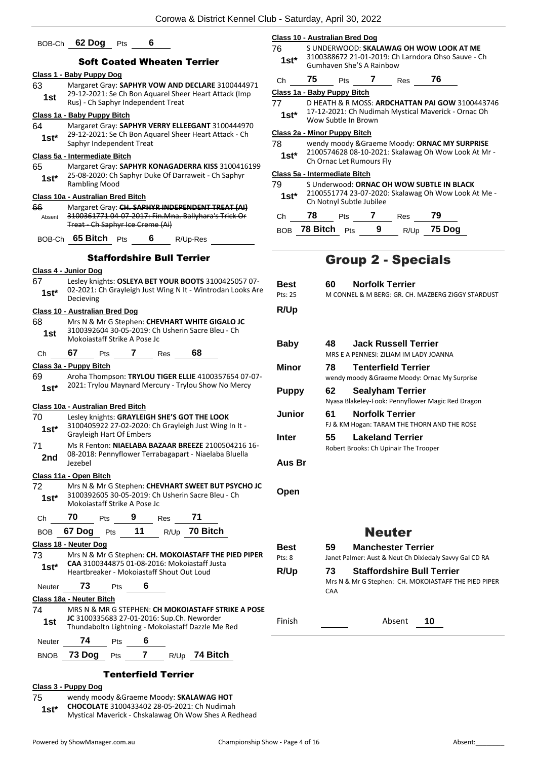BOB-Ch **62 Dog** Pts **6**

### Soft Coated Wheaten Terrier

**Class 1 - Baby Puppy Dog**

63 **1st** Margaret Gray: **SAPHYR VOW AND DECLARE** 3100444971 29-12-2021: Se Ch Bon Aquarel Sheer Heart Attack (Imp Rus) - Ch Saphyr Independent Treat

**Class 1a - Baby Puppy Bitch**

64 **1st*** Margaret Gray: **SAPHYR VERRY ELLEEGANT** 3100444970 29-12-2021: Se Ch Bon Aquarel Sheer Heart Attack - Ch Saphyr Independent Treat

**Class 5a - Intermediate Bitch**

65 **1st*** Margaret Gray: **SAPHYR KONAGADERRA KISS** 3100416199 25-08-2020: Ch Saphyr Duke Of Darraweit - Ch Saphyr Rambling Mood

**Class 10a - Australian Bred Bitch**

66 Absent ~~Margaret Gray: **CH. SAPHYR INDEPENDENT TREAT (AI)** 3100361771 04-07-2017: Fin.Mna. Ballyhara's Trick Or Treat - Ch Saphyr Ice Creme (Ai)~~

BOB-Ch **65 Bitch** Pts **6** R/Up-Res

### Staffordshire Bull Terrier

**Class 4 - Junior Dog**

67 **1st*** Lesley knights: **OSLEYA BET YOUR BOOTS** 3100425057 07-02-2021: Ch Grayleigh Just Wing N It - Wintrodan Looks Are Decieving

**Class 10 - Australian Bred Dog**

68 **1st** Mrs N & Mr G Stephen: **CHEVHART WHITE GIGALO JC** 3100392604 30-05-2019: Ch Usherin Sacre Bleu - Ch Mokoiastaff Strike A Pose Jc

Ch **67** Pts **7** Res **68**

**Class 3a - Puppy Bitch**

69 **1st*** Aroha Thompson: **TRYLOU TIGER ELLIE** 4100357654 07-07-2021: Trylou Maynard Mercury - Trylou Show No Mercy

**Class 10a - Australian Bred Bitch**

70 **1st*** Lesley knights: **GRAYLEIGH SHE'S GOT THE LOOK** 3100405922 27-02-2020: Ch Grayleigh Just Wing In It - Grayleigh Hart Of Embers

71 **2nd** Ms R Fenton: **NIAELABA BAZAAR BREEZE** 2100504216 16-08-2018: Pennyflower Terrabagapart - Niaelaba Bluella Jezebel

**Class 11a - Open Bitch**

72 **1st*** Mrs N & Mr G Stephen: **CHEVHART SWEET BUT PSYCHO JC** 3100392605 30-05-2019: Ch Usherin Sacre Bleu - Ch Mokoiastaff Strike A Pose Jc

Ch **70** Pts **9** Res **71**

BOB **67 Dog** Pts **11** R/Up **70 Bitch**

**Class 18 - Neuter Dog**

73 **1st*** Mrs N & Mr G Stephen: **CH. MOKOIASTAFF THE PIED PIPER CAA** 3100344875 01-08-2016: Mokoiastaff Justa Heartbreaker - Mokoiastaff Shout Out Loud

Neuter **73** Pts **6**

**Class 18a - Neuter Bitch**

74 **1st** MRS N & MR G STEPHEN: **CH MOKOIASTAFF STRIKE A POSE JC** 3100335683 27-01-2016: Sup.Ch. Neworder Thundaboltn Lightning - Mokoiastaff Dazzle Me Red

Neuter **74** Pts **6**

BNOB **73 Dog** Pts **7** R/Up **74 Bitch**

### Tenterfield Terrier

**Class 3 - Puppy Dog**

75 **1st*** wendy moody &Graeme Moody: **SKALAWAG HOT CHOCOLATE** 3100433402 28-05-2021: Ch Nudimah Mystical Maverick - Chskalawag Oh Wow Shes A Redhead

**Class 10 - Australian Bred Dog**

76 **1st*** S UNDERWOOD: **SKALAWAG OH WOW LOOK AT ME** 3100388672 21-01-2019: Ch Larndora Ohso Sauve - Ch Gumhaven She'S A Rainbow

Ch **75** Pts **7** Res **76**

**Class 1a - Baby Puppy Bitch**

77 **1st*** D HEATH & R MOSS: **ARDCHATTAN PAI GOW** 3100443746 17-12-2021: Ch Nudimah Mystical Maverick - Ornac Oh Wow Subtle In Brown

**Class 2a - Minor Puppy Bitch**

78 **1st*** wendy moody &Graeme Moody: **ORNAC MY SURPRISE** 2100574628 08-10-2021: Skalawag Oh Wow Look At Mr - Ch Ornac Let Rumours Fly

**Class 5a - Intermediate Bitch**

79 **1st*** S Underwood: **ORNAC OH WOW SUBTLE IN BLACK** 2100551774 23-07-2020: Skalawag Oh Wow Look At Me - Ch Notnyl Subtle Jubilee

Ch **78** Pts **7** Res **79**

BOB **78 Bitch** Pts **9** R/Up **75 Dog**

## Group 2 - Specials

**Best** (Pts: 25) — **60 Norfolk Terrier** — M CONNEL & M BERG: GR. CH. MAZBERG ZIGGY STARDUST

**R/Up**

**Baby** — **48 Jack Russell Terrier** — MRS E A PENNESI: ZILIAM IM LADY JOANNA

**Minor** — **78 Tenterfield Terrier** — wendy moody &Graeme Moody: Ornac My Surprise

**Puppy** — **62 Sealyham Terrier** — Nyasa Blakeley-Fook: Pennyflower Magic Red Dragon

**Junior** — **61 Norfolk Terrier** — FJ & KM Hogan: TARAM THE THORN AND THE ROSE

**Inter** — **55 Lakeland Terrier** — Robert Brooks: Ch Upinair The Trooper

**Aus Br**

**Open**

## Neuter

**Best** (Pts: 8) — **59 Manchester Terrier** — Janet Palmer: Aust & Neut Ch Dixiedaly Savvy Gal CD RA

**R/Up** — **73 Staffordshire Bull Terrier** — Mrs N & Mr G Stephen: CH. MOKOIASTAFF THE PIED PIPER CAA

Finish ______ Absent **10**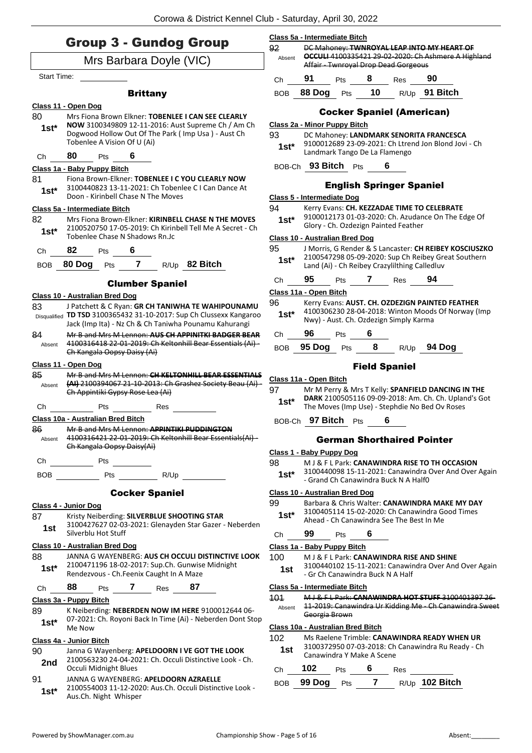# Group 3 - Gundog Group

Mrs Barbara Doyle (VIC)

Start Time: ___________

### Brittany

**Class 11 - Open Dog**

80 — 1st* — Mrs Fiona Brown Elkner: **TOBENLEE I CAN SEE CLEARLY NOW** 3100349809 12-11-2016: Aust Supreme Ch / Am Ch Dogwood Hollow Out Of The Park ( Imp Usa ) - Aust Ch Tobenlee A Vision Of U (Ai)

Ch **80** Pts **6**

**Class 1a - Baby Puppy Bitch**

81 — 1st* — Fiona Brown-Elkner: **TOBENLEE I C YOU CLEARLY NOW** 3100440823 13-11-2021: Ch Tobenlee C I Can Dance At Doon - Kirinbell Chase N The Moves

**Class 5a - Intermediate Bitch**

82 — 1st* — Mrs Fiona Brown-Elkner: **KIRINBELL CHASE N THE MOVES** 2100520750 17-05-2019: Ch Kirinbell Tell Me A Secret - Ch Tobenlee Chase N Shadows Rn.Jc

Ch **82** Pts **6**

BOB **80 Dog** Pts **7** R/Up **82 Bitch**

### Clumber Spaniel

**Class 10 - Australian Bred Dog**

83 — Disqualified — J Patchett & C Ryan: **GR CH TANIWHA TE WAHIPOUNAMU TD TSD** 3100365432 31-10-2017: Sup Ch Clussexx Kangaroo Jack (Imp Ita) - Nz Ch & Ch Taniwha Pounamu Kahurangi

84 — Absent — ~~Mr B and Mrs M Lennon: **AUS CH APPINITKI BADGER BEAR** 4100316418 22-01-2019: Ch Keltonhill Bear Essentials (Ai) - Ch Kangala Oopsy Daisy (Ai)~~

**Class 11 - Open Dog**

85 — Absent — ~~Mr B and Mrs M Lennon: **CH KELTONHILL BEAR ESSENTIALS (AI)** 2100394067 21-10-2013: Ch Grashez Society Beau (Ai) - Ch Appintiki Gypsy Rose Lea (Ai)~~

Ch ________ Pts ________ Res ________

**Class 10a - Australian Bred Bitch**

86 — Absent — ~~Mr B and Mrs M Lennon: **APPINTIKI PUDDINGTON** 4100316421 22-01-2019: Ch Keltonhill Bear Essentials(Ai) - Ch Kangala Oopsy Daisy(Ai)~~

Ch ________ Pts ________

BOB ________ Pts ________ R/Up ________

### Cocker Spaniel

**Class 4 - Junior Dog**

87 — 1st — Kristy Neiberding: **SILVERBLUE SHOOTING STAR** 3100427627 02-03-2021: Glenayden Star Gazer - Neberden Silverblu Hot Stuff

**Class 10 - Australian Bred Dog**

88 — 1st* — JANNA G WAYENBERG: **AUS CH OCCULI DISTINCTIVE LOOK** 2100471196 18-02-2017: Sup.Ch. Gunwise Midnight Rendezvous - Ch.Feenix Caught In A Maze

Ch **88** Pts **7** Res **87**

**Class 3a - Puppy Bitch**

89 — 1st* — K Neiberding: **NEBERDEN NOW IM HERE** 9100012644 06-07-2021: Ch. Royoni Back In Time (Ai) - Neberden Dont Stop Me Now

**Class 4a - Junior Bitch**

90 — 2nd — Janna G Wayenberg: **APELDOORN I VE GOT THE LOOK** 2100563230 24-04-2021: Ch. Occuli Distinctive Look - Ch. Occuli Midnight Blues

91 — 1st* — JANNA G WAYENBERG: **APELDOORN AZRAELLE** 2100554003 11-12-2020: Aus.Ch. Occuli Distinctive Look - Aus.Ch. Night Whisper

**Class 5a - Intermediate Bitch**

92 — Absent — ~~DC Mahoney: **TWNROYAL LEAP INTO MY HEART OF OCCULI** 4100335421 29-02-2020: Ch Ashmere A Highland Affair - Twnroyal Drop Dead Gorgeous~~

Ch **91** Pts **8** Res **90**

BOB **88 Dog** Pts **10** R/Up **91 Bitch**

### Cocker Spaniel (American)

**Class 2a - Minor Puppy Bitch**

93 — 1st* — DC Mahoney: **LANDMARK SENORITA FRANCESCA** 9100012689 23-09-2021: Ch Ltrend Jon Blond Jovi - Ch Landmark Tango De La Flamengo

BOB-Ch **93 Bitch** Pts **6**

### English Springer Spaniel

**Class 5 - Intermediate Dog**

94 — 1st* — Kerry Evans: **CH. KEZZADAE TIME TO CELEBRATE** 9100012173 01-03-2020: Ch. Azudance On The Edge Of Glory - Ch. Ozdezign Painted Feather

**Class 10 - Australian Bred Dog**

95 — 1st* — J Morris, G Render & S Lancaster: **CH REIBEY KOSCIUSZKO** 2100547298 05-09-2020: Sup Ch Reibey Great Southern Land (Ai) - Ch Reibey Crazylilthing Calledluv

Ch **95** Pts **7** Res **94**

**Class 11a - Open Bitch**

96 — 1st* — Kerry Evans: **AUST. CH. OZDEZIGN PAINTED FEATHER** 4100306230 28-04-2018: Winton Moods Of Norway (Imp Nwy) - Aust. Ch. Ozdezign Simply Karma

Ch **96** Pts **6**

BOB **95 Dog** Pts **8** R/Up **94 Dog**

### Field Spaniel

**Class 11a - Open Bitch**

97 — 1st* — Mr M Perry & Mrs T Kelly: **SPANFIELD DANCING IN THE DARK** 2100505116 09-09-2018: Am. Ch. Ch. Upland's Got The Moves (Imp Use) - Stephdie No Bed Ov Roses

BOB-Ch **97 Bitch** Pts **6**

### German Shorthaired Pointer

**Class 1 - Baby Puppy Dog**

98 — 1st* — M J & F L Park: **CANAWINDRA RISE TO TH OCCASION** 3100440098 15-11-2021: Canawindra Over And Over Again - Grand Ch Canawindra Buck N A Half0

**Class 10 - Australian Bred Dog**

99 — 1st* — Barbara & Chris Walter: **CANAWINDRA MAKE MY DAY** 3100405114 15-02-2020: Ch Canawindra Good Times Ahead - Ch Canawindra See The Best In Me

Ch **99** Pts **6**

**Class 1a - Baby Puppy Bitch**

100 — 1st — M J & F L Park: **CANAWINDRA RISE AND SHINE** 3100440102 15-11-2021: Canawindra Over And Over Again - Gr Ch Canawindra Buck N A Half

**Class 5a - Intermediate Bitch**

101 — Absent — ~~M J & F L Park: **CANAWINDRA HOT STUFF** 3100401397 26-11-2019: Canawindra Ur Kidding Me - Ch Canawindra Sweet Georgia Brown~~

**Class 10a - Australian Bred Bitch**

102 — 1st — Ms Raelene Trimble: **CANAWINDRA READY WHEN UR** 3100372950 07-03-2018: Ch Canawindra Ru Ready - Ch Canawindra Y Make A Scene

Ch **102** Pts **6** Res ________

BOB **99 Dog** Pts **7** R/Up **102 Bitch**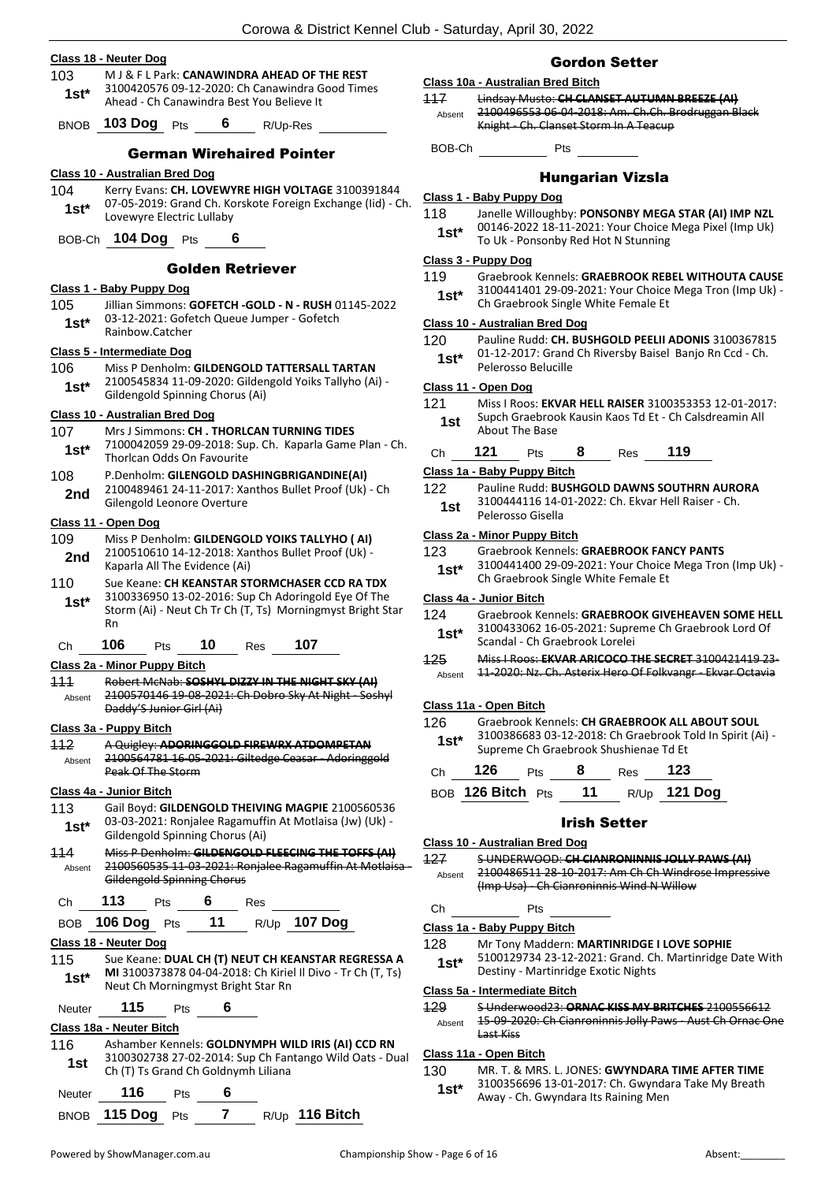**Class 18 - Neuter Dog**

103 **1st*** M J & F L Park: **CANAWINDRA AHEAD OF THE REST** 3100420576 09-12-2020: Ch Canawindra Good Times Ahead - Ch Canawindra Best You Believe It

BNOB **103 Dog** Pts **6** R/Up-Res

## German Wirehaired Pointer

**Class 10 - Australian Bred Dog**

104 **1st*** Kerry Evans: **CH. LOVEWYRE HIGH VOLTAGE** 3100391844 07-05-2019: Grand Ch. Korskote Foreign Exchange (Iid) - Ch. Lovewyre Electric Lullaby

BOB-Ch **104 Dog** Pts **6**

## Golden Retriever

**Class 1 - Baby Puppy Dog**

105 **1st*** Jillian Simmons: **GOFETCH -GOLD - N - RUSH** 01145-2022 03-12-2021: Gofetch Queue Jumper - Gofetch Rainbow.Catcher

**Class 5 - Intermediate Dog**

106 **1st*** Miss P Denholm: **GILDENGOLD TATTERSALL TARTAN** 2100545834 11-09-2020: Gildengold Yoiks Tallyho (Ai) - Gildengold Spinning Chorus (Ai)

**Class 10 - Australian Bred Dog**

107 **1st*** Mrs J Simmons: **CH . THORLCAN TURNING TIDES** 7100042059 29-09-2018: Sup. Ch. Kaparla Game Plan - Ch. Thorlcan Odds On Favourite

108 **2nd** P.Denholm: **GILENGOLD DASHINGBRIGANDINE(AI)** 2100489461 24-11-2017: Xanthos Bullet Proof (Uk) - Ch Gilengold Leonore Overture

**Class 11 - Open Dog**

109 **2nd** Miss P Denholm: **GILDENGOLD YOIKS TALLYHO ( AI)** 2100510610 14-12-2018: Xanthos Bullet Proof (Uk) - Kaparla All The Evidence (Ai)

110 **1st*** Sue Keane: **CH KEANSTAR STORMCHASER CCD RA TDX** 3100336950 13-02-2016: Sup Ch Adoringold Eye Of The Storm (Ai) - Neut Ch Tr Ch (T, Ts) Morningmyst Bright Star Rn

Ch **106** Pts **10** Res **107**

**Class 2a - Minor Puppy Bitch**

~~111~~ Absent ~~Robert McNab: **SOSHYL DIZZY IN THE NIGHT SKY (AI)** 2100570146 19-08-2021: Ch Dobro Sky At Night - Soshyl Daddy'S Junior Girl (Ai)~~

**Class 3a - Puppy Bitch**

~~112~~ Absent ~~A Quigley: **ADORINGGOLD FIREWRX ATDOMPETAN** 2100564781 16-05-2021: Giltedge Ceasar - Adoringgold Peak Of The Storm~~

**Class 4a - Junior Bitch**

113 **1st*** Gail Boyd: **GILDENGOLD THEIVING MAGPIE** 2100560536 03-03-2021: Ronjalee Ragamuffin At Motlaisa (Jw) (Uk) - Gildengold Spinning Chorus (Ai)

~~114~~ Absent ~~Miss P Denholm: **GILDENGOLD FLEECING THE TOFFS (AI)** 2100560535 11-03-2021: Ronjalee Ragamuffin At Motlaisa - Gildengold Spinning Chorus~~

Ch **113** Pts **6** Res

BOB **106 Dog** Pts **11** R/Up **107 Dog**

**Class 18 - Neuter Dog**

115 **1st*** Sue Keane: **DUAL CH (T) NEUT CH KEANSTAR REGRESSA A MI** 3100373878 04-04-2018: Ch Kiriel Il Divo - Tr Ch (T, Ts) Neut Ch Morningmyst Bright Star Rn

Neuter **115** Pts **6**

**Class 18a - Neuter Bitch**

116 **1st** Ashamber Kennels: **GOLDNYMPH WILD IRIS (AI) CCD RN** 3100302738 27-02-2014: Sup Ch Fantango Wild Oats - Dual Ch (T) Ts Grand Ch Goldnymh Liliana

Neuter **116** Pts **6**

BNOB **115 Dog** Pts **7** R/Up **116 Bitch**

## Gordon Setter

**Class 10a - Australian Bred Bitch**

~~117~~ Absent ~~Lindsay Musto: **CH CLANSET AUTUMN BREEZE (AI)** 2100496553 06-04-2018: Am. Ch.Ch. Brodruggan Black Knight - Ch. Clanset Storm In A Teacup~~

BOB-Ch Pts

## Hungarian Vizsla

**Class 1 - Baby Puppy Dog**

118 **1st*** Janelle Willoughby: **PONSONBY MEGA STAR (AI) IMP NZL** 00146-2022 18-11-2021: Your Choice Mega Pixel (Imp Uk) To Uk - Ponsonby Red Hot N Stunning

**Class 3 - Puppy Dog**

119 **1st*** Graebrook Kennels: **GRAEBROOK REBEL WITHOUTA CAUSE** 3100441401 29-09-2021: Your Choice Mega Tron (Imp Uk) - Ch Graebrook Single White Female Et

**Class 10 - Australian Bred Dog**

120 **1st*** Pauline Rudd: **CH. BUSHGOLD PEELII ADONIS** 3100367815 01-12-2017: Grand Ch Riversby Baisel Banjo Rn Ccd - Ch. Pelerosso Belucille

**Class 11 - Open Dog**

121 **1st** Miss I Roos: **EKVAR HELL RAISER** 3100353353 12-01-2017: Supch Graebrook Kausin Kaos Td Et - Ch Calsdreamin All About The Base

Ch **121** Pts **8** Res **119**

**Class 1a - Baby Puppy Bitch**

122 **1st** Pauline Rudd: **BUSHGOLD DAWNS SOUTHRN AURORA** 3100444116 14-01-2022: Ch. Ekvar Hell Raiser - Ch. Pelerosso Gisella

**Class 2a - Minor Puppy Bitch**

123 **1st*** Graebrook Kennels: **GRAEBROOK FANCY PANTS** 3100441400 29-09-2021: Your Choice Mega Tron (Imp Uk) - Ch Graebrook Single White Female Et

**Class 4a - Junior Bitch**

124 **1st*** Graebrook Kennels: **GRAEBROOK GIVEHEAVEN SOME HELL** 3100433062 16-05-2021: Supreme Ch Graebrook Lord Of Scandal - Ch Graebrook Lorelei

~~125~~ Absent ~~Miss I Roos: **EKVAR ARICOCO THE SECRET** 3100421419 23-11-2020: Nz. Ch. Asterix Hero Of Folkvangr - Ekvar Octavia~~

**Class 11a - Open Bitch**

126 **1st*** Graebrook Kennels: **CH GRAEBROOK ALL ABOUT SOUL** 3100386683 03-12-2018: Ch Graebrook Told In Spirit (Ai) - Supreme Ch Graebrook Shushienae Td Et

Ch **126** Pts **8** Res **123**

BOB **126 Bitch** Pts **11** R/Up **121 Dog**

## Irish Setter

**Class 10 - Australian Bred Dog**

~~127~~ Absent ~~S UNDERWOOD: **CH CIANRONINNIS JOLLY PAWS (AI)** 2100486511 28-10-2017: Am Ch Ch Windrose Impressive (Imp Usa) - Ch Cianroninnis Wind N Willow~~

Ch Pts

**Class 1a - Baby Puppy Bitch**

128 **1st*** Mr Tony Maddern: **MARTINRIDGE I LOVE SOPHIE** 5100129734 23-12-2021: Grand. Ch. Martinridge Date With Destiny - Martinridge Exotic Nights

**Class 5a - Intermediate Bitch**

~~129~~ Absent ~~S Underwood23: **ORNAC KISS MY BRITCHES** 2100556612 15-09-2020: Ch Cianroninnis Jolly Paws - Aust Ch Ornac One Last Kiss~~

**Class 11a - Open Bitch**

130 **1st*** MR. T. & MRS. L. JONES: **GWYNDARA TIME AFTER TIME** 3100356696 13-01-2017: Ch. Gwyndara Take My Breath Away - Ch. Gwyndara Its Raining Men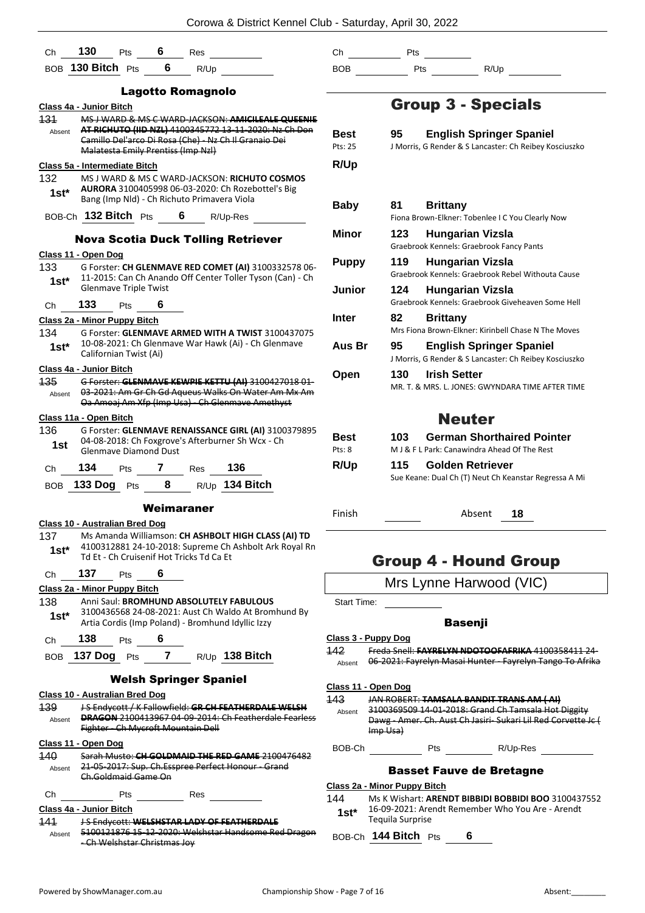Ch **130** Pts **6** Res
BOB **130 Bitch** Pts **6** R/Up

### Lagotto Romagnolo

**Class 4a - Junior Bitch**

~~131 MS J WARD & MS C WARD-JACKSON: **AMICILEALE QUEENIE AT RICHUTO (IID NZL)** 4100345772 13-11-2020: Nz Ch Don Camillo Del'arco Di Rosa (Che) - Nz Ch Il Granaio Dei Malatesta Emily Prentiss (Imp Nzl)~~ Absent

**Class 5a - Intermediate Bitch**

132 1st* MS J WARD & MS C WARD-JACKSON: **RICHUTO COSMOS AURORA** 3100405998 06-03-2020: Ch Rozebottel's Big Bang (Imp Nld) - Ch Richuto Primavera Viola

BOB-Ch **132 Bitch** Pts **6** R/Up-Res

### Nova Scotia Duck Tolling Retriever

**Class 11 - Open Dog**

133 1st* G Forster: **CH GLENMAVE RED COMET (AI)** 3100332578 06-11-2015: Can Ch Anando Off Center Toller Tyson (Can) - Ch Glenmave Triple Twist

Ch **133** Pts **6**

**Class 2a - Minor Puppy Bitch**

134 1st* G Forster: **GLENMAVE ARMED WITH A TWIST** 3100437075 10-08-2021: Ch Glenmave War Hawk (Ai) - Ch Glenmave Californian Twist (Ai)

**Class 4a - Junior Bitch**

~~135 G Forster: **GLENMAVE KEWPIE KETTU (AI)** 3100427018 01-03-2021: Am Gr Ch Gd Aqueus Walks On Water Am Mx Am Oa Amoaj Am Xfp (Imp Usa) - Ch Glenmave Amethyst~~ Absent

**Class 11a - Open Bitch**

136 1st G Forster: **GLENMAVE RENAISSANCE GIRL (AI)** 3100379895 04-08-2018: Ch Foxgrove's Afterburner Sh Wcx - Ch Glenmave Diamond Dust

Ch **134** Pts **7** Res **136**
BOB **133 Dog** Pts **8** R/Up **134 Bitch**

### Weimaraner

**Class 10 - Australian Bred Dog**

137 1st* Ms Amanda Williamson: **CH ASHBOLT HIGH CLASS (AI) TD** 4100312881 24-10-2018: Supreme Ch Ashbolt Ark Royal Rn Td Et - Ch Cruisenif Hot Tricks Td Ca Et

Ch **137** Pts **6**

**Class 2a - Minor Puppy Bitch**

138 1st* Anni Saul: **BROMHUND ABSOLUTELY FABULOUS** 3100436568 24-08-2021: Aust Ch Waldo At Bromhund By Artia Cordis (Imp Poland) - Bromhund Idyllic Izzy

Ch **138** Pts **6**
BOB **137 Dog** Pts **7** R/Up **138 Bitch**

### Welsh Springer Spaniel

**Class 10 - Australian Bred Dog**

~~139 J S Endycott / K Fallowfield: **GR CH FEATHERDALE WELSH DRAGON** 2100413967 04-09-2014: Ch Featherdale Fearless Fighter - Ch Mycroft Mountain Dell~~ Absent

**Class 11 - Open Dog**

~~140 Sarah Musto: **CH GOLDMAID THE RED GAME** 2100476482 21-05-2017: Sup. Ch.Esspree Perfect Honour - Grand Ch.Goldmaid Game On~~ Absent

Ch Pts Res

**Class 4a - Junior Bitch**

~~141 J S Endycott: **WELSHSTAR LADY OF FEATHERDALE** 5100121876 15-12-2020: Welshstar Handsome Red Dragon - Ch Welshstar Christmas Joy~~ Absent

Ch Pts
BOB Pts R/Up

## Group 3 - Specials

| | | | |
|---|---|---|---|
| **Best** Pts: 25 | 95 | **English Springer Spaniel** | J Morris, G Render & S Lancaster: Ch Reibey Kosciuszko |
| **R/Up** | | | |
| **Baby** | 81 | **Brittany** | Fiona Brown-Elkner: Tobenlee I C You Clearly Now |
| **Minor** | 123 | **Hungarian Vizsla** | Graebrook Kennels: Graebrook Fancy Pants |
| **Puppy** | 119 | **Hungarian Vizsla** | Graebrook Kennels: Graebrook Rebel Withouta Cause |
| **Junior** | 124 | **Hungarian Vizsla** | Graebrook Kennels: Graebrook Giveheaven Some Hell |
| **Inter** | 82 | **Brittany** | Mrs Fiona Brown-Elkner: Kirinbell Chase N The Moves |
| **Aus Br** | 95 | **English Springer Spaniel** | J Morris, G Render & S Lancaster: Ch Reibey Kosciuszko |
| **Open** | 130 | **Irish Setter** | MR. T. & MRS. L. JONES: GWYNDARA TIME AFTER TIME |

## Neuter

| | | | |
|---|---|---|---|
| **Best** Pts: 8 | 103 | **German Shorthaired Pointer** | M J & F L Park: Canawindra Ahead Of The Rest |
| **R/Up** | 115 | **Golden Retriever** | Sue Keane: Dual Ch (T) Neut Ch Keanstar Regressa A Mi |

Finish Absent **18**

## Group 4 - Hound Group

Mrs Lynne Harwood (VIC)

Start Time:

### Basenji

**Class 3 - Puppy Dog**

~~142 Freda Snell: **FAYRELYN NDOTOOFAFRIKA** 4100358411 24-06-2021: Fayrelyn Masai Hunter - Fayrelyn Tango To Afrika~~ Absent

**Class 11 - Open Dog**

~~143 JAN ROBERT: **TAMSALA BANDIT TRANS AM ( AI)** 3100369509 14-01-2018: Grand Ch Tamsala Hot Diggity Dawg - Amer. Ch. Aust Ch Jasiri- Sukari Lil Red Corvette Jc ( Imp Usa)~~ Absent

BOB-Ch Pts R/Up-Res

### Basset Fauve de Bretagne

**Class 2a - Minor Puppy Bitch**

144 1st* Ms K Wishart: **ARENDT BIBBIDI BOBBIDI BOO** 3100437552 16-09-2021: Arendt Remember Who You Are - Arendt Tequila Surprise

BOB-Ch **144 Bitch** Pts **6**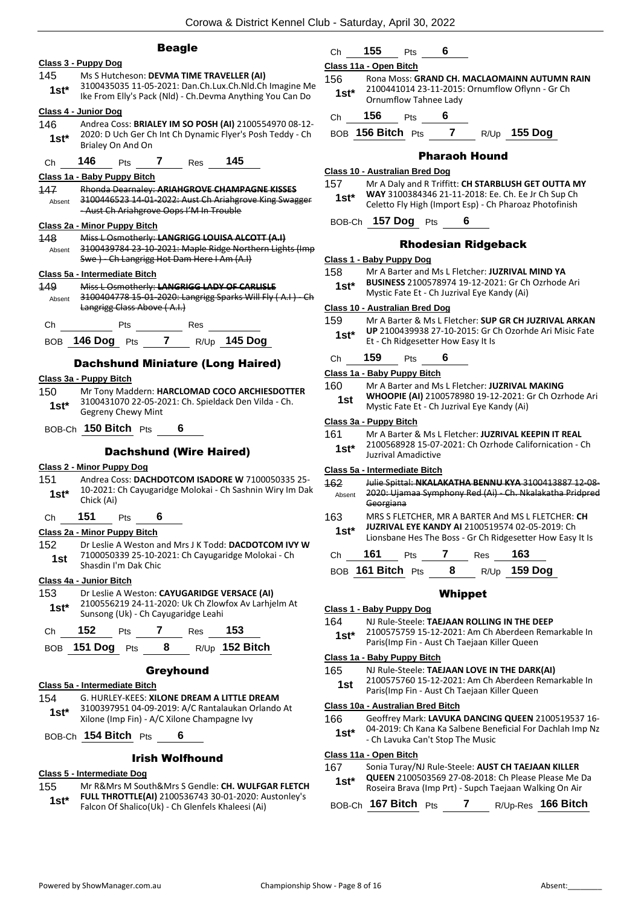## Beagle

### Class 3 - Puppy Dog

145 1st* Ms S Hutcheson: **DEVMA TIME TRAVELLER (AI)** 3100435035 11-05-2021: Dan.Ch.Lux.Ch.Nld.Ch Imagine Me Ike From Elly's Pack (Nld) - Ch.Devma Anything You Can Do

### Class 4 - Junior Dog

146 1st* Andrea Coss: **BRIALEY IM SO POSH (AI)** 2100554970 08-12-2020: D Uch Ger Ch Int Ch Dynamic Flyer's Posh Teddy - Ch Brialey On And On

Ch 146 Pts 7 Res 145

### Class 1a - Baby Puppy Bitch

147 Absent ~~Rhonda Dearnaley: **ARIAHGROVE CHAMPAGNE KISSES** 3100446523 14-01-2022: Aust Ch Ariahgrove King Swagger - Aust Ch Ariahgrove Oops I'M In Trouble~~

### Class 2a - Minor Puppy Bitch

148 Absent ~~Miss L Osmotherly: **LANGRIGG LOUISA ALCOTT (A.I)** 3100439784 23-10-2021: Maple Ridge Northern Lights (Imp Swe ) - Ch Langrigg Hot Dam Here I Am (A.I)~~

### Class 5a - Intermediate Bitch

149 Absent ~~Miss L Osmotherly: **LANGRIGG LADY OF CARLISLE** 3100404778 15-01-2020: Langrigg Sparks Will Fly ( A.I ) - Ch Langrigg Class Above ( A.I.)~~

Ch \_\_\_ Pts \_\_\_ Res \_\_\_

BOB 146 Dog Pts 7 R/Up 145 Dog

## Dachshund Miniature (Long Haired)

### Class 3a - Puppy Bitch

150 1st* Mr Tony Maddern: **HARCLOMAD COCO ARCHIESDOTTER** 3100431070 22-05-2021: Ch. Spieldack Den Vilda - Ch. Gegreny Chewy Mint

BOB-Ch 150 Bitch Pts 6

## Dachshund (Wire Haired)

### Class 2 - Minor Puppy Dog

151 1st* Andrea Coss: **DACHDOTCOM ISADORE W** 7100050335 25-10-2021: Ch Cayugaridge Molokai - Ch Sashnin Wiry Im Dak Chick (Ai)

Ch 151 Pts 6

### Class 2a - Minor Puppy Bitch

152 1st Dr Leslie A Weston and Mrs J K Todd: **DACDOTCOM IVY W** 7100050339 25-10-2021: Ch Cayugaridge Molokai - Ch Shasdin I'm Dak Chic

### Class 4a - Junior Bitch

153 1st* Dr Leslie A Weston: **CAYUGARIDGE VERSACE (AI)** 2100556219 24-11-2020: Uk Ch Zlowfox Av Larhjelm At Sunsong (Uk) - Ch Cayugaridge Leahi

Ch 152 Pts 7 Res 153

BOB 151 Dog Pts 8 R/Up 152 Bitch

## Greyhound

### Class 5a - Intermediate Bitch

154 1st* G. HURLEY-KEES: **XILONE DREAM A LITTLE DREAM** 3100397951 04-09-2019: A/C Rantalaukan Orlando At Xilone (Imp Fin) - A/C Xilone Champagne Ivy

BOB-Ch 154 Bitch Pts 6

## Irish Wolfhound

### Class 5 - Intermediate Dog

155 1st* Mr R&Mrs M South&Mrs S Gendle: **CH. WULFGAR FLETCH FULL THROTTLE(AI)** 2100536743 30-01-2020: Austonley's Falcon Of Shalico(Uk) - Ch Glenfels Khaleesi (Ai)

Ch 155 Pts 6

### Class 11a - Open Bitch

156 1st* Rona Moss: **GRAND CH. MACLAOMAINN AUTUMN RAIN** 2100441014 23-11-2015: Ornumflow Oflynn - Gr Ch Ornumflow Tahnee Lady

Ch 156 Pts 6

BOB 156 Bitch Pts 7 R/Up 155 Dog

## Pharaoh Hound

### Class 10 - Australian Bred Dog

157 1st* Mr A Daly and R Triffitt: **CH STARBLUSH GET OUTTA MY WAY** 3100384346 21-11-2018: Ee. Ch. Ee Jr Ch Sup Ch Celetto Fly High (Import Esp) - Ch Pharoaz Photofinish

BOB-Ch 157 Dog Pts 6

## Rhodesian Ridgeback

### Class 1 - Baby Puppy Dog

158 1st* Mr A Barter and Ms L Fletcher: **JUZRIVAL MIND YA BUSINESS** 2100578974 19-12-2021: Gr Ch Ozrhode Ari Mystic Fate Et - Ch Juzrival Eye Kandy (Ai)

### Class 10 - Australian Bred Dog

159 1st* Mr A Barter & Ms L Fletcher: **SUP GR CH JUZRIVAL ARKAN UP** 2100439938 27-10-2015: Gr Ch Ozorhde Ari Misic Fate Et - Ch Ridgesetter How Easy It Is

Ch 159 Pts 6

### Class 1a - Baby Puppy Bitch

160 1st Mr A Barter and Ms L Fletcher: **JUZRIVAL MAKING WHOOPIE (AI)** 2100578980 19-12-2021: Gr Ch Ozrhode Ari Mystic Fate Et - Ch Juzrival Eye Kandy (Ai)

### Class 3a - Puppy Bitch

161 1st* Mr A Barter & Ms L Fletcher: **JUZRIVAL KEEPIN IT REAL** 2100568928 15-07-2021: Ch Ozrhode Californication - Ch Juzrival Amadictive

### Class 5a - Intermediate Bitch

162 Absent ~~Julie Spittal: **NKALAKATHA BENNU KYA** 3100413887 12-08-2020: Ujamaa Symphony Red (Ai) - Ch. Nkalakatha Pridpred Georgiana~~

163 1st* MRS S FLETCHER, MR A BARTER And MS L FLETCHER: **CH JUZRIVAL EYE KANDY AI** 2100519574 02-05-2019: Ch Lionsbane Hes The Boss - Gr Ch Ridgesetter How Easy It Is

Ch 161 Pts 7 Res 163

BOB 161 Bitch Pts 8 R/Up 159 Dog

## Whippet

### Class 1 - Baby Puppy Dog

164 1st* NJ Rule-Steele: **TAEJAAN ROLLING IN THE DEEP** 2100575759 15-12-2021: Am Ch Aberdeen Remarkable In Paris(Imp Fin - Aust Ch Taejaan Killer Queen

### Class 1a - Baby Puppy Bitch

165 1st NJ Rule-Steele: **TAEJAAN LOVE IN THE DARK(AI)** 2100575760 15-12-2021: Am Ch Aberdeen Remarkable In Paris(Imp Fin - Aust Ch Taejaan Killer Queen

### Class 10a - Australian Bred Bitch

166 1st* Geoffrey Mark: **LAVUKA DANCING QUEEN** 2100519537 16-04-2019: Ch Kana Ka Salbene Beneficial For Dachlah Imp Nz - Ch Lavuka Can't Stop The Music

### Class 11a - Open Bitch

167 1st* Sonia Turay/NJ Rule-Steele: **AUST CH TAEJAAN KILLER QUEEN** 2100503569 27-08-2018: Ch Please Please Me Da Roseira Brava (Imp Prt) - Supch Taejaan Walking On Air

BOB-Ch 167 Bitch Pts 7 R/Up-Res 166 Bitch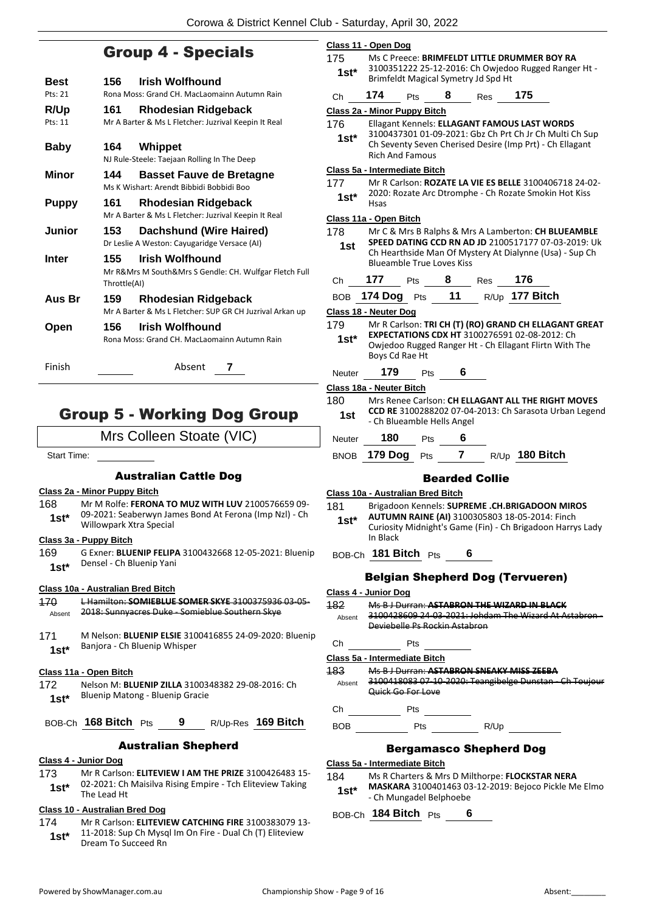## Group 4 - Specials

| | | |
|---|---|---|
| **Best** Pts: 21 | 156 | **Irish Wolfhound** Rona Moss: Grand CH. MacLaomainn Autumn Rain |
| **R/Up** Pts: 11 | 161 | **Rhodesian Ridgeback** Mr A Barter & Ms L Fletcher: Juzrival Keepin It Real |
| **Baby** | 164 | **Whippet** NJ Rule-Steele: Taejaan Rolling In The Deep |
| **Minor** | 144 | **Basset Fauve de Bretagne** Ms K Wishart: Arendt Bibbidi Bobbidi Boo |
| **Puppy** | 161 | **Rhodesian Ridgeback** Mr A Barter & Ms L Fletcher: Juzrival Keepin It Real |
| **Junior** | 153 | **Dachshund (Wire Haired)** Dr Leslie A Weston: Cayugaridge Versace (AI) |
| **Inter** | 155 | **Irish Wolfhound** Mr R&Mrs M South&Mrs S Gendle: CH. Wulfgar Fletch Full Throttle(AI) |
| **Aus Br** | 159 | **Rhodesian Ridgeback** Mr A Barter & Ms L Fletcher: SUP GR CH Juzrival Arkan up |
| **Open** | 156 | **Irish Wolfhound** Rona Moss: Grand CH. MacLaomainn Autumn Rain |

Finish ______ Absent 7

## Group 5 - Working Dog Group

Mrs Colleen Stoate (VIC)

Start Time: ______

### Australian Cattle Dog

**Class 2a - Minor Puppy Bitch**

168 1st* Mr M Rolfe: **FERONA TO MUZ WITH LUV** 2100576659 09-09-2021: Seaberwyn James Bond At Ferona (Imp Nzl) - Ch Willowpark Xtra Special

**Class 3a - Puppy Bitch**

169 1st* G Exner: **BLUENIP FELIPA** 3100432668 12-05-2021: Bluenip Densel - Ch Bluenip Yani

**Class 10a - Australian Bred Bitch**

170 Absent ~~L Hamilton: **SOMIEBLUE SOMER SKYE** 3100375936 03-05-2018: Sunnyacres Duke - Somieblue Southern Skye~~

171 1st* M Nelson: **BLUENIP ELSIE** 3100416855 24-09-2020: Bluenip Banjora - Ch Bluenip Whisper

**Class 11a - Open Bitch**

172 1st* Nelson M: **BLUENIP ZILLA** 3100348382 29-08-2016: Ch Bluenip Matong - Bluenip Gracie

BOB-Ch **168 Bitch** Pts **9** R/Up-Res **169 Bitch**

### Australian Shepherd

**Class 4 - Junior Dog**

173 1st* Mr R Carlson: **ELITEVIEW I AM THE PRIZE** 3100426483 15-02-2021: Ch Maisilva Rising Empire - Tch Eliteview Taking The Lead Ht

**Class 10 - Australian Bred Dog**

174 1st* Mr R Carlson: **ELITEVIEW CATCHING FIRE** 3100383079 13-11-2018: Sup Ch Mysql Im On Fire - Dual Ch (T) Eliteview Dream To Succeed Rn

**Class 11 - Open Dog**

175 1st* Ms C Preece: **BRIMFELDT LITTLE DRUMMER BOY RA** 3100351222 25-12-2016: Ch Owjedoo Rugged Ranger Ht - Brimfeldt Magical Symetry Jd Spd Ht

Ch **174** Pts **8** Res **175**

**Class 2a - Minor Puppy Bitch**

176 1st* Ellagant Kennels: **ELLAGANT FAMOUS LAST WORDS** 3100437301 01-09-2021: Gbz Ch Prt Ch Jr Ch Multi Ch Sup Ch Seventy Seven Cherised Desire (Imp Prt) - Ch Ellagant Rich And Famous

**Class 5a - Intermediate Bitch**

177 1st* Mr R Carlson: **ROZATE LA VIE ES BELLE** 3100406718 24-02-2020: Rozate Arc Dtromphe - Ch Rozate Smokin Hot Kiss Hsas

**Class 11a - Open Bitch**

178 1st Mr C & Mrs B Ralphs & Mrs A Lamberton: **CH BLUEAMBLE SPEED DATING CCD RN AD JD** 2100517177 07-03-2019: Uk Ch Hearthside Man Of Mystery At Dialynne (Usa) - Sup Ch Blueamble True Loves Kiss

Ch **177** Pts **8** Res **176**

BOB **174 Dog** Pts **11** R/Up **177 Bitch**

**Class 18 - Neuter Dog**

179 1st* Mr R Carlson: **TRI CH (T) (RO) GRAND CH ELLAGANT GREAT EXPECTATIONS CDX HT** 3100276591 02-08-2012: Ch Owjedoo Rugged Ranger Ht - Ch Ellagant Flirtn With The Boys Cd Rae Ht

Neuter **179** Pts **6**

**Class 18a - Neuter Bitch**

180 1st Mrs Renee Carlson: **CH ELLAGANT ALL THE RIGHT MOVES CCD RE** 3100288202 07-04-2013: Ch Sarasota Urban Legend - Ch Blueamble Hells Angel

Neuter **180** Pts **6**

BNOB **179 Dog** Pts **7** R/Up **180 Bitch**

### Bearded Collie

**Class 10a - Australian Bred Bitch**

181 1st* Brigadoon Kennels: **SUPREME .CH.BRIGADOON MIROS AUTUMN RAINE (AI)** 3100305803 18-05-2014: Finch Curiosity Midnight's Game (Fin) - Ch Brigadoon Harrys Lady In Black

BOB-Ch **181 Bitch** Pts **6**

### Belgian Shepherd Dog (Tervueren)

**Class 4 - Junior Dog**

182 Absent ~~Ms B J Durran: **ASTABRON THE WIZARD IN BLACK** 3100428609 24-03-2021: Johdam The Wizard At Astabron - Deviebelle Ps Rockin Astabron~~

Ch ______ Pts ______

**Class 5a - Intermediate Bitch**

183 Absent ~~Ms B J Durran: **ASTABRON SNEAKY MISS ZEEBA** 3100418083 07-10-2020: Teangibelge Dunstan - Ch Toujour Quick Go For Love~~

Ch ______ Pts ______

BOB ______ Pts ______ R/Up ______

### Bergamasco Shepherd Dog

**Class 5a - Intermediate Bitch**

184 1st* Ms R Charters & Mrs D Milthorpe: **FLOCKSTAR NERA MASKARA** 3100401463 03-12-2019: Bejoco Pickle Me Elmo - Ch Mungadel Belphoebe

BOB-Ch **184 Bitch** Pts **6**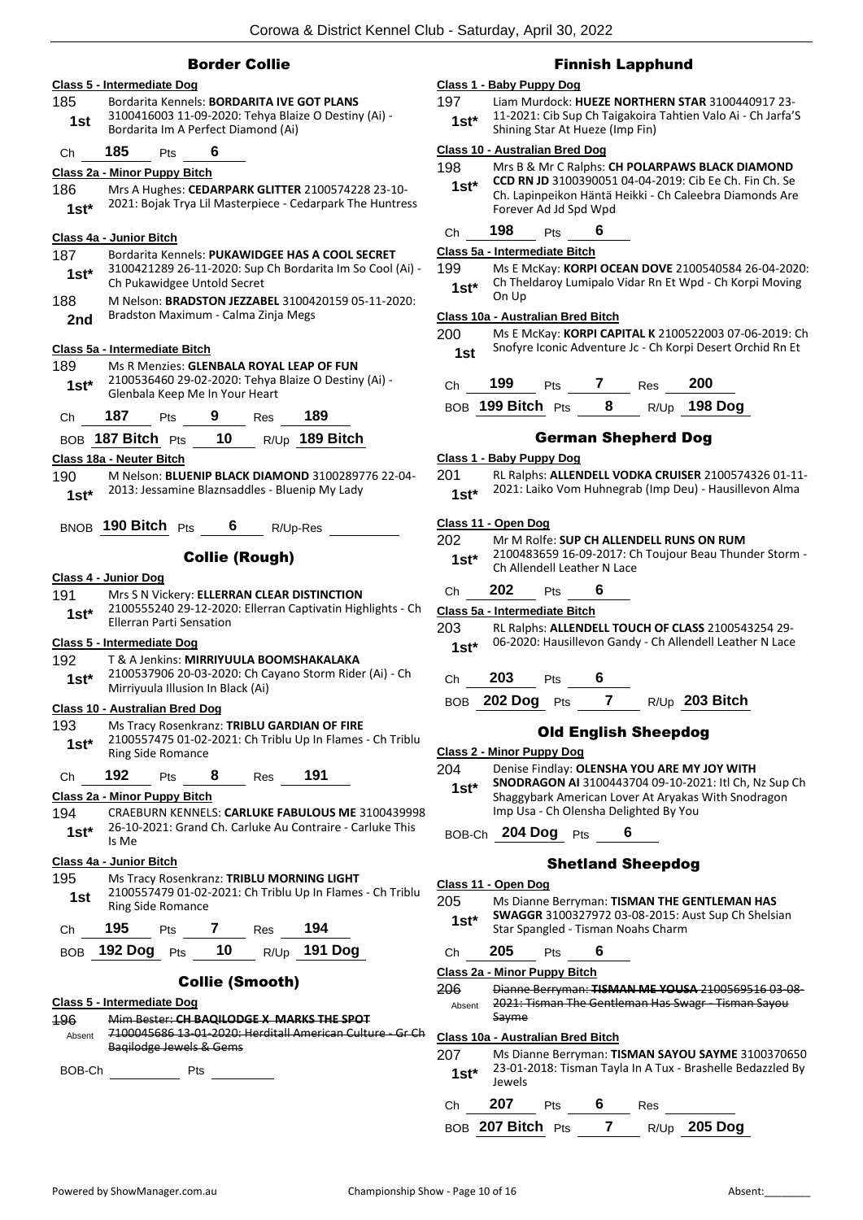## Border Collie

**Class 5 - Intermediate Dog**

185 Bordarita Kennels: **BORDARITA IVE GOT PLANS** 3100416003 11-09-2020: Tehya Blaize O Destiny (Ai) - Bordarita Im A Perfect Diamond (Ai)
**1st**

Ch **185** Pts **6**

**Class 2a - Minor Puppy Bitch**

186 Mrs A Hughes: **CEDARPARK GLITTER** 2100574228 23-10-2021: Bojak Trya Lil Masterpiece - Cedarpark The Huntress
**1st***

**Class 4a - Junior Bitch**

187 Bordarita Kennels: **PUKAWIDGEE HAS A COOL SECRET** 3100421289 26-11-2020: Sup Ch Bordarita Im So Cool (Ai) - Ch Pukawidgee Untold Secret
**1st***

188 M Nelson: **BRADSTON JEZZABEL** 3100420159 05-11-2020: Bradston Maximum - Calma Zinja Megs
**2nd**

**Class 5a - Intermediate Bitch**

189 Ms R Menzies: **GLENBALA ROYAL LEAP OF FUN** 2100536460 29-02-2020: Tehya Blaize O Destiny (Ai) - Glenbala Keep Me In Your Heart
**1st***

Ch **187** Pts **9** Res **189**

BOB **187 Bitch** Pts **10** R/Up **189 Bitch**

**Class 18a - Neuter Bitch**

190 M Nelson: **BLUENIP BLACK DIAMOND** 3100289776 22-04-2013: Jessamine Blaznsaddles - Bluenip My Lady
**1st***

BNOB **190 Bitch** Pts **6** R/Up-Res

## Collie (Rough)

**Class 4 - Junior Dog**

191 Mrs S N Vickery: **ELLERRAN CLEAR DISTINCTION** 2100555240 29-12-2020: Ellerran Captivatin Highlights - Ch Ellerran Parti Sensation
**1st***

**Class 5 - Intermediate Dog**

192 T & A Jenkins: **MIRRIYUULA BOOMSHAKALAKA** 2100537906 20-03-2020: Ch Cayano Storm Rider (Ai) - Ch Mirriyuula Illusion In Black (Ai)
**1st***

**Class 10 - Australian Bred Dog**

193 Ms Tracy Rosenkranz: **TRIBLU GARDIAN OF FIRE** 2100557475 01-02-2021: Ch Triblu Up In Flames - Ch Triblu Ring Side Romance
**1st***

Ch **192** Pts **8** Res **191**

**Class 2a - Minor Puppy Bitch**

194 CRAEBURN KENNELS: **CARLUKE FABULOUS ME** 3100439998 26-10-2021: Grand Ch. Carluke Au Contraire - Carluke This Is Me
**1st***

**Class 4a - Junior Bitch**

195 Ms Tracy Rosenkranz: **TRIBLU MORNING LIGHT** 2100557479 01-02-2021: Ch Triblu Up In Flames - Ch Triblu Ring Side Romance
**1st**

Ch **195** Pts **7** Res **194**

BOB **192 Dog** Pts **10** R/Up **191 Dog**

## Collie (Smooth)

**Class 5 - Intermediate Dog**

196 ~~Mim Bester: **CH BAQILODGE X MARKS THE SPOT** 7100045686 13-01-2020: Herditall American Culture - Gr Ch Baqilodge Jewels & Gems~~
Absent

BOB-Ch Pts

## Finnish Lapphund

**Class 1 - Baby Puppy Dog**

197 Liam Murdock: **HUEZE NORTHERN STAR** 3100440917 23-11-2021: Cib Sup Ch Taigakoira Tahtien Valo Ai - Ch Jarfa'S Shining Star At Hueze (Imp Fin)
**1st***

**Class 10 - Australian Bred Dog**

198 Mrs B & Mr C Ralphs: **CH POLARPAWS BLACK DIAMOND CCD RN JD** 3100390051 04-04-2019: Cib Ee Ch. Fin Ch. Se Ch. Lapinpeikon Häntä Heikki - Ch Caleebra Diamonds Are Forever Ad Jd Spd Wpd
**1st***

Ch **198** Pts **6**

**Class 5a - Intermediate Bitch**

199 Ms E McKay: **KORPI OCEAN DOVE** 2100540584 26-04-2020: Ch Theldaroy Lumipalo Vidar Rn Et Wpd - Ch Korpi Moving On Up
**1st***

**Class 10a - Australian Bred Bitch**

200 Ms E McKay: **KORPI CAPITAL K** 2100522003 07-06-2019: Ch Snofyre Iconic Adventure Jc - Ch Korpi Desert Orchid Rn Et
**1st**

Ch **199** Pts **7** Res **200**

BOB **199 Bitch** Pts **8** R/Up **198 Dog**

## German Shepherd Dog

**Class 1 - Baby Puppy Dog**

201 RL Ralphs: **ALLENDELL VODKA CRUISER** 2100574326 01-11-2021: Laiko Vom Huhnegrab (Imp Deu) - Hausillevon Alma
**1st***

**Class 11 - Open Dog**

202 Mr M Rolfe: **SUP CH ALLENDELL RUNS ON RUM** 2100483659 16-09-2017: Ch Toujour Beau Thunder Storm - Ch Allendell Leather N Lace
**1st***

Ch **202** Pts **6**

**Class 5a - Intermediate Bitch**

203 RL Ralphs: **ALLENDELL TOUCH OF CLASS** 2100543254 29-06-2020: Hausillevon Gandy - Ch Allendell Leather N Lace
**1st***

Ch **203** Pts **6**

BOB **202 Dog** Pts **7** R/Up **203 Bitch**

## Old English Sheepdog

**Class 2 - Minor Puppy Dog**

204 Denise Findlay: **OLENSHA YOU ARE MY JOY WITH SNODRAGON AI** 3100443704 09-10-2021: Itl Ch, Nz Sup Ch Shaggybark American Lover At Aryakas With Snodragon Imp Usa - Ch Olensha Delighted By You
**1st***

BOB-Ch **204 Dog** Pts **6**

## Shetland Sheepdog

**Class 11 - Open Dog**

205 Ms Dianne Berryman: **TISMAN THE GENTLEMAN HAS SWAGGR** 3100327972 03-08-2015: Aust Sup Ch Shelsian Star Spangled - Tisman Noahs Charm
**1st***

Ch **205** Pts **6**

**Class 2a - Minor Puppy Bitch**

206 ~~Dianne Berryman: **TISMAN ME YOUSA** 2100569516 03-08-2021: Tisman The Gentleman Has Swagr - Tisman Sayou Sayme~~
Absent

**Class 10a - Australian Bred Bitch**

207 Ms Dianne Berryman: **TISMAN SAYOU SAYME** 3100370650 23-01-2018: Tisman Tayla In A Tux - Brashelle Bedazzled By Jewels
**1st***

Ch **207** Pts **6** Res

BOB **207 Bitch** Pts **7** R/Up **205 Dog**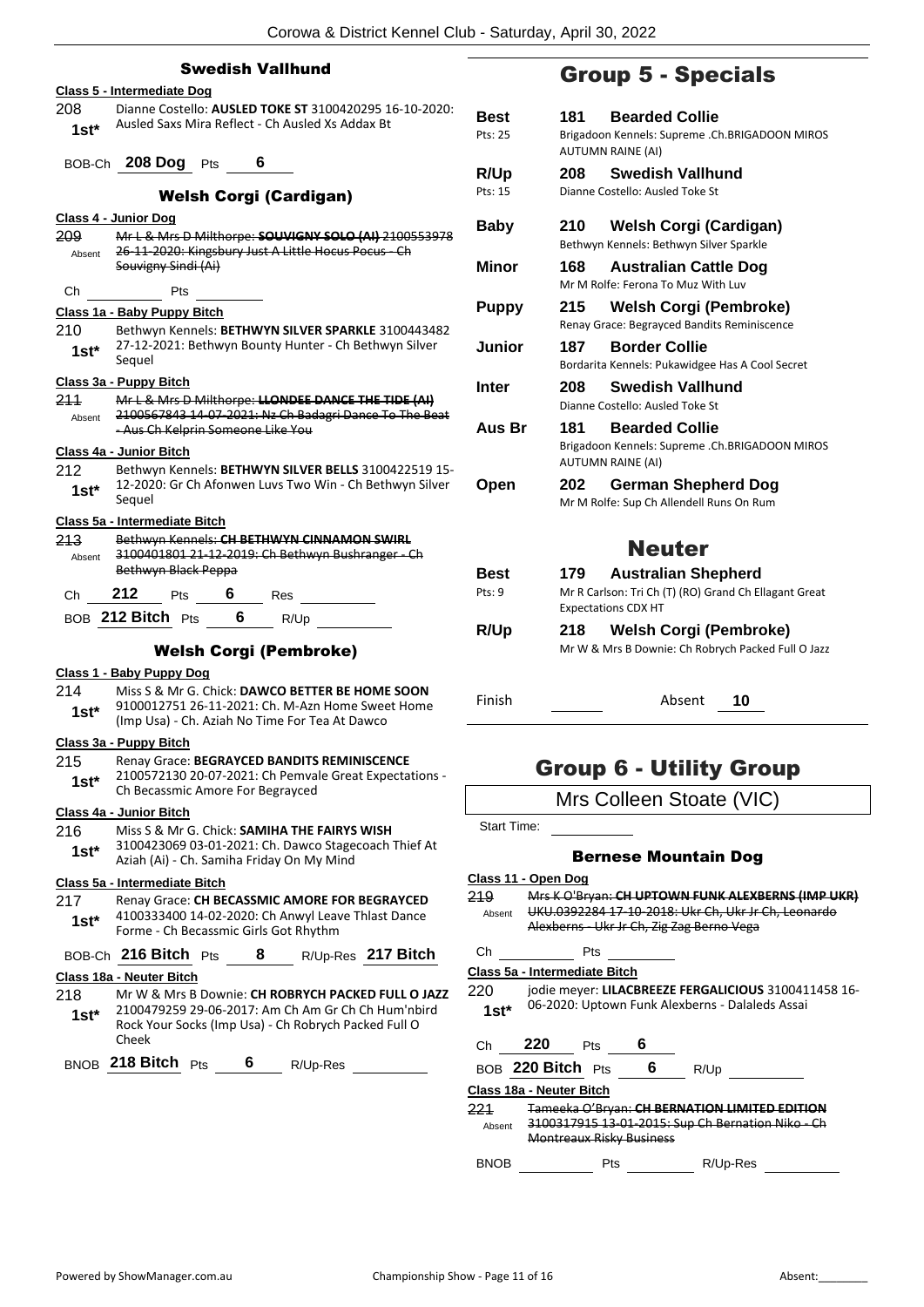### Swedish Vallhund

**Class 5 - Intermediate Dog**

208 1st* Dianne Costello: **AUSLED TOKE ST** 3100420295 16-10-2020: Ausled Saxs Mira Reflect - Ch Ausled Xs Addax Bt

BOB-Ch **208 Dog** Pts **6**

### Welsh Corgi (Cardigan)

**Class 4 - Junior Dog**

209 Absent ~~Mr L & Mrs D Milthorpe: **SOUVIGNY SOLO (AI)** 2100553978 26-11-2020: Kingsbury Just A Little Hocus Pocus - Ch Souvigny Sindi (Ai)~~

Ch Pts

**Class 1a - Baby Puppy Bitch**

210 1st* Bethwyn Kennels: **BETHWYN SILVER SPARKLE** 3100443482 27-12-2021: Bethwyn Bounty Hunter - Ch Bethwyn Silver Sequel

**Class 3a - Puppy Bitch**

211 Absent ~~Mr L & Mrs D Milthorpe: **LLONDEE DANCE THE TIDE (AI)** 2100567843 14-07-2021: Nz Ch Badagri Dance To The Beat - Aus Ch Kelprin Someone Like You~~

**Class 4a - Junior Bitch**

212 1st* Bethwyn Kennels: **BETHWYN SILVER BELLS** 3100422519 15-12-2020: Gr Ch Afonwen Luvs Two Win - Ch Bethwyn Silver Sequel

**Class 5a - Intermediate Bitch**

213 Absent ~~Bethwyn Kennels: **CH BETHWYN CINNAMON SWIRL** 3100401801 21-12-2019: Ch Bethwyn Bushranger - Ch Bethwyn Black Peppa~~

Ch **212** Pts **6** Res

BOB **212 Bitch** Pts **6** R/Up

### Welsh Corgi (Pembroke)

**Class 1 - Baby Puppy Dog**

214 1st* Miss S & Mr G. Chick: **DAWCO BETTER BE HOME SOON** 9100012751 26-11-2021: Ch. M-Azn Home Sweet Home (Imp Usa) - Ch. Aziah No Time For Tea At Dawco

**Class 3a - Puppy Bitch**

215 1st* Renay Grace: **BEGRAYCED BANDITS REMINISCENCE** 2100572130 20-07-2021: Ch Pemvale Great Expectations - Ch Becassmic Amore For Begrayced

**Class 4a - Junior Bitch**

216 1st* Miss S & Mr G. Chick: **SAMIHA THE FAIRYS WISH** 3100423069 03-01-2021: Ch. Dawco Stagecoach Thief At Aziah (Ai) - Ch. Samiha Friday On My Mind

**Class 5a - Intermediate Bitch**

217 1st* Renay Grace: **CH BECASSMIC AMORE FOR BEGRAYCED** 4100333400 14-02-2020: Ch Anwyl Leave Thlast Dance Forme - Ch Becassmic Girls Got Rhythm

BOB-Ch **216 Bitch** Pts **8** R/Up-Res **217 Bitch**

**Class 18a - Neuter Bitch**

218 1st* Mr W & Mrs B Downie: **CH ROBRYCH PACKED FULL O JAZZ** 2100479259 29-06-2017: Am Ch Am Gr Ch Hum'nbird Rock Your Socks (Imp Usa) - Ch Robrych Packed Full O Cheek

BNOB **218 Bitch** Pts **6** R/Up-Res

## Group 5 - Specials

| | | |
|---|---|---|
| **Best** Pts: 25 | **181** | **Bearded Collie** Brigadoon Kennels: Supreme .Ch.BRIGADOON MIROS AUTUMN RAINE (AI) |
| **R/Up** Pts: 15 | **208** | **Swedish Vallhund** Dianne Costello: Ausled Toke St |
| **Baby** | **210** | **Welsh Corgi (Cardigan)** Bethwyn Kennels: Bethwyn Silver Sparkle |
| **Minor** | **168** | **Australian Cattle Dog** Mr M Rolfe: Ferona To Muz With Luv |
| **Puppy** | **215** | **Welsh Corgi (Pembroke)** Renay Grace: Begrayced Bandits Reminiscence |
| **Junior** | **187** | **Border Collie** Bordarita Kennels: Pukawidgee Has A Cool Secret |
| **Inter** | **208** | **Swedish Vallhund** Dianne Costello: Ausled Toke St |
| **Aus Br** | **181** | **Bearded Collie** Brigadoon Kennels: Supreme .Ch.BRIGADOON MIROS AUTUMN RAINE (AI) |
| **Open** | **202** | **German Shepherd Dog** Mr M Rolfe: Sup Ch Allendell Runs On Rum |

## Neuter

| | | |
|---|---|---|
| **Best** Pts: 9 | **179** | **Australian Shepherd** Mr R Carlson: Tri Ch (T) (RO) Grand Ch Ellagant Great Expectations CDX HT |
| **R/Up** | **218** | **Welsh Corgi (Pembroke)** Mr W & Mrs B Downie: Ch Robrych Packed Full O Jazz |

Finish Absent **10**

## Group 6 - Utility Group

Mrs Colleen Stoate (VIC)

Start Time:

### Bernese Mountain Dog

**Class 11 - Open Dog**

219 Absent ~~Mrs K O'Bryan: **CH UPTOWN FUNK ALEXBERNS (IMP UKR)** UKU.0392284 17-10-2018: Ukr Ch, Ukr Jr Ch, Leonardo Alexberns - Ukr Jr Ch, Zig Zag Berno Vega~~

Ch Pts

**Class 5a - Intermediate Bitch**

220 1st* jodie meyer: **LILACBREEZE FERGALICIOUS** 3100411458 16-06-2020: Uptown Funk Alexberns - Dalaleds Assai

Ch **220** Pts **6**

BOB **220 Bitch** Pts **6** R/Up

**Class 18a - Neuter Bitch**

221 Absent ~~Tameeka O'Bryan: **CH BERNATION LIMITED EDITION** 3100317915 13-01-2015: Sup Ch Bernation Niko - Ch Montreaux Risky Business~~

BNOB Pts R/Up-Res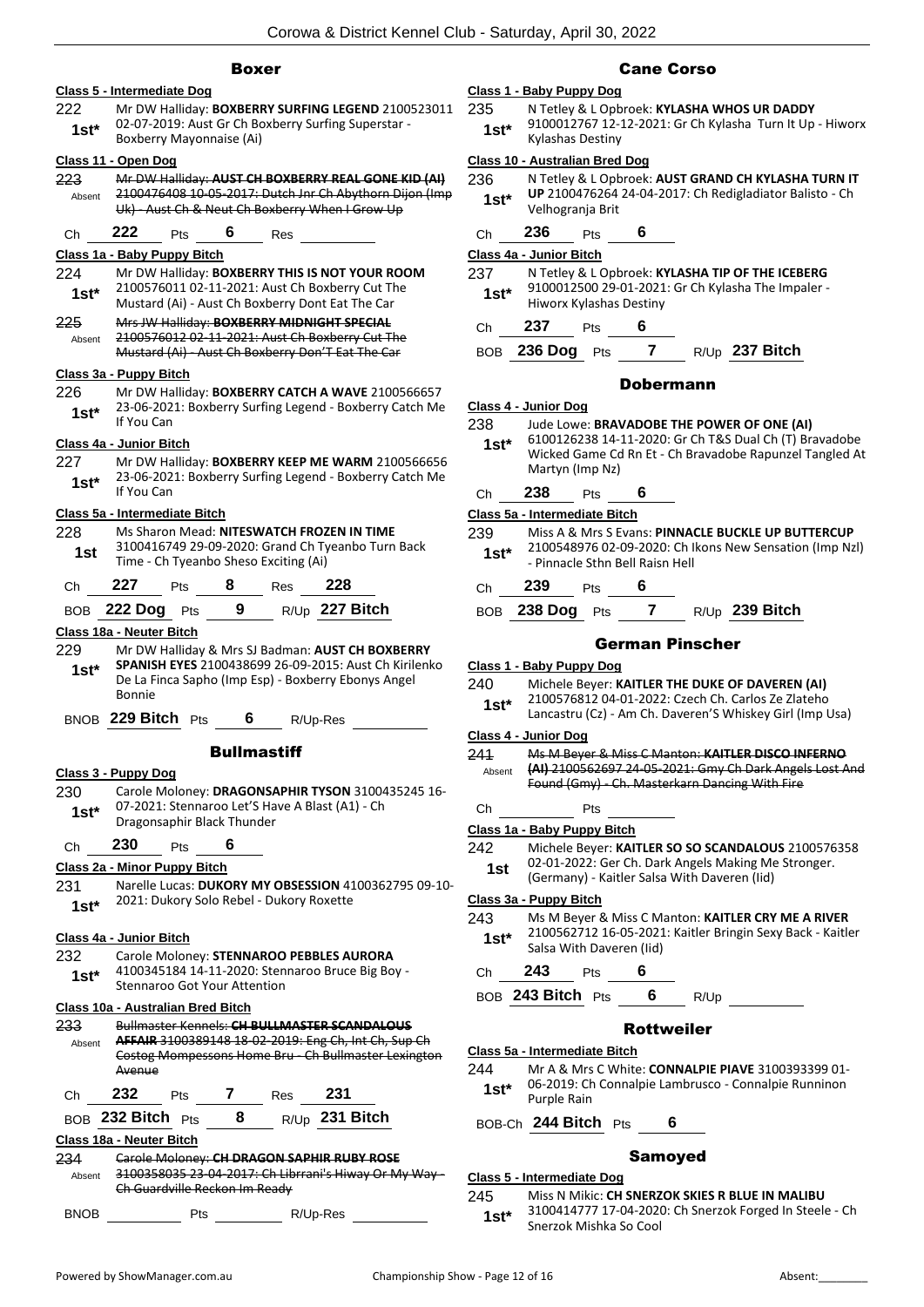## Boxer

**Class 5 - Intermediate Dog**

222 — 1st* — Mr DW Halliday: **BOXBERRY SURFING LEGEND** 2100523011 02-07-2019: Aust Gr Ch Boxberry Surfing Superstar - Boxberry Mayonnaise (Ai)

**Class 11 - Open Dog**

~~223~~ — Absent — ~~Mr DW Halliday: **AUST CH BOXBERRY REAL GONE KID (AI)** 2100476408 10-05-2017: Dutch Jnr Ch Abythorn Dijon (Imp Uk) - Aust Ch & Neut Ch Boxberry When I Grow Up~~

Ch **222** Pts **6** Res

**Class 1a - Baby Puppy Bitch**

224 — 1st* — Mr DW Halliday: **BOXBERRY THIS IS NOT YOUR ROOM** 2100576011 02-11-2021: Aust Ch Boxberry Cut The Mustard (Ai) - Aust Ch Boxberry Dont Eat The Car

~~225~~ — Absent — ~~Mrs JW Halliday: **BOXBERRY MIDNIGHT SPECIAL** 2100576012 02-11-2021: Aust Ch Boxberry Cut The Mustard (Ai) - Aust Ch Boxberry Don'T Eat The Car~~

**Class 3a - Puppy Bitch**

226 — 1st* — Mr DW Halliday: **BOXBERRY CATCH A WAVE** 2100566657 23-06-2021: Boxberry Surfing Legend - Boxberry Catch Me If You Can

**Class 4a - Junior Bitch**

227 — 1st* — Mr DW Halliday: **BOXBERRY KEEP ME WARM** 2100566656 23-06-2021: Boxberry Surfing Legend - Boxberry Catch Me If You Can

**Class 5a - Intermediate Bitch**

228 — 1st — Ms Sharon Mead: **NITESWATCH FROZEN IN TIME** 3100416749 29-09-2020: Grand Ch Tyeanbo Turn Back Time - Ch Tyeanbo Sheso Exciting (Ai)

Ch **227** Pts **8** Res **228**

BOB **222 Dog** Pts **9** R/Up **227 Bitch**

**Class 18a - Neuter Bitch**

229 — 1st* — Mr DW Halliday & Mrs SJ Badman: **AUST CH BOXBERRY SPANISH EYES** 2100438699 26-09-2015: Aust Ch Kirilenko De La Finca Sapho (Imp Esp) - Boxberry Ebonys Angel Bonnie

BNOB **229 Bitch** Pts **6** R/Up-Res

## Bullmastiff

**Class 3 - Puppy Dog**

230 — 1st* — Carole Moloney: **DRAGONSAPHIR TYSON** 3100435245 16-07-2021: Stennaroo Let'S Have A Blast (A1) - Ch Dragonsaphir Black Thunder

Ch **230** Pts **6**

**Class 2a - Minor Puppy Bitch**

231 — 1st* — Narelle Lucas: **DUKORY MY OBSESSION** 4100362795 09-10-2021: Dukory Solo Rebel - Dukory Roxette

**Class 4a - Junior Bitch**

232 — 1st* — Carole Moloney: **STENNAROO PEBBLES AURORA** 4100345184 14-11-2020: Stennaroo Bruce Big Boy - Stennaroo Got Your Attention

**Class 10a - Australian Bred Bitch**

~~233~~ — Absent — ~~Bullmaster Kennels: **CH BULLMASTER SCANDALOUS AFFAIR** 3100389148 18-02-2019: Eng Ch, Int Ch, Sup Ch Costog Mompessons Home Bru - Ch Bullmaster Lexington Avenue~~

Ch **232** Pts **7** Res **231**

BOB **232 Bitch** Pts **8** R/Up **231 Bitch**

**Class 18a - Neuter Bitch**

~~234~~ — Absent — ~~Carole Moloney: **CH DRAGON SAPHIR RUBY ROSE** 3100358035 23-04-2017: Ch Librrani's Hiway Or My Way - Ch Guardville Reckon Im Ready~~

BNOB Pts R/Up-Res

## Cane Corso

**Class 1 - Baby Puppy Dog**

235 — 1st* — N Tetley & L Opbroek: **KYLASHA WHOS UR DADDY** 9100012767 12-12-2021: Gr Ch Kylasha Turn It Up - Hiworx Kylashas Destiny

**Class 10 - Australian Bred Dog**

236 — 1st* — N Tetley & L Opbroek: **AUST GRAND CH KYLASHA TURN IT UP** 2100476264 24-04-2017: Ch Redigladiator Balisto - Ch Velhogranja Brit

Ch **236** Pts **6**

**Class 4a - Junior Bitch**

237 — 1st* — N Tetley & L Opbroek: **KYLASHA TIP OF THE ICEBERG** 9100012500 29-01-2021: Gr Ch Kylasha The Impaler - Hiworx Kylashas Destiny

Ch **237** Pts **6**

BOB **236 Dog** Pts **7** R/Up **237 Bitch**

## Dobermann

**Class 4 - Junior Dog**

238 — 1st* — Jude Lowe: **BRAVADOBE THE POWER OF ONE (AI)** 6100126238 14-11-2020: Gr Ch T&S Dual Ch (T) Bravadobe Wicked Game Cd Rn Et - Ch Bravadobe Rapunzel Tangled At Martyn (Imp Nz)

Ch **238** Pts **6**

**Class 5a - Intermediate Bitch**

239 — 1st* — Miss A & Mrs S Evans: **PINNACLE BUCKLE UP BUTTERCUP** 2100548976 02-09-2020: Ch Ikons New Sensation (Imp Nzl) - Pinnacle Sthn Bell Raisn Hell

Ch **239** Pts **6**

BOB **238 Dog** Pts **7** R/Up **239 Bitch**

## German Pinscher

**Class 1 - Baby Puppy Dog**

240 — 1st* — Michele Beyer: **KAITLER THE DUKE OF DAVEREN (AI)** 2100576812 04-01-2022: Czech Ch. Carlos Ze Zlateho Lancastru (Cz) - Am Ch. Daveren'S Whiskey Girl (Imp Usa)

**Class 4 - Junior Dog**

~~241~~ — Absent — ~~Ms M Beyer & Miss C Manton: **KAITLER DISCO INFERNO (AI)** 2100562697 24-05-2021: Gmy Ch Dark Angels Lost And Found (Gmy) - Ch. Masterkarn Dancing With Fire~~

Ch Pts

**Class 1a - Baby Puppy Bitch**

242 — 1st — Michele Beyer: **KAITLER SO SO SCANDALOUS** 2100576358 02-01-2022: Ger Ch. Dark Angels Making Me Stronger. (Germany) - Kaitler Salsa With Daveren (Iid)

**Class 3a - Puppy Bitch**

243 — 1st* — Ms M Beyer & Miss C Manton: **KAITLER CRY ME A RIVER** 2100562712 16-05-2021: Kaitler Bringin Sexy Back - Kaitler Salsa With Daveren (Iid)

Ch **243** Pts **6**

BOB **243 Bitch** Pts **6** R/Up

## Rottweiler

**Class 5a - Intermediate Bitch**

244 — 1st* — Mr A & Mrs C White: **CONNALPIE PIAVE** 3100393399 01-06-2019: Ch Connalpie Lambrusco - Connalpie Runninon Purple Rain

BOB-Ch **244 Bitch** Pts **6**

## Samoyed

**Class 5 - Intermediate Dog**

245 — 1st* — Miss N Mikic: **CH SNERZOK SKIES R BLUE IN MALIBU** 3100414777 17-04-2020: Ch Snerzok Forged In Steele - Ch Snerzok Mishka So Cool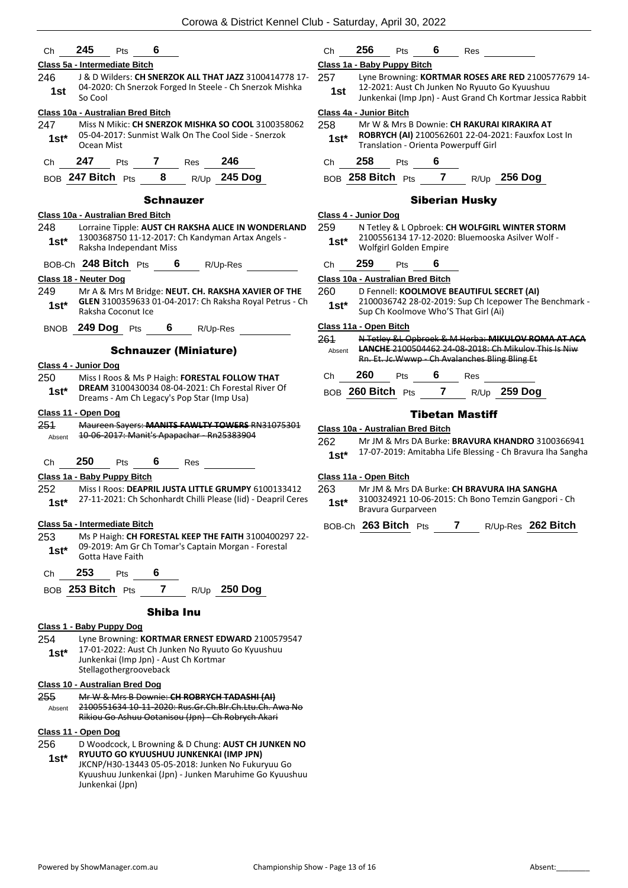Ch **245** Pts **6**

**Class 5a - Intermediate Bitch**

246 **1st** — J & D Wilders: **CH SNERZOK ALL THAT JAZZ** 3100414778 17-04-2020: Ch Snerzok Forged In Steele - Ch Snerzok Mishka So Cool

**Class 10a - Australian Bred Bitch**

247 **1st*** — Miss N Mikic: **CH SNERZOK MISHKA SO COOL** 3100358062 05-04-2017: Sunmist Walk On The Cool Side - Snerzok Ocean Mist

Ch **247** Pts **7** Res **246**

BOB **247 Bitch** Pts **8** R/Up **245 Dog**

## Schnauzer

**Class 10a - Australian Bred Bitch**

248 **1st*** — Lorraine Tipple: **AUST CH RAKSHA ALICE IN WONDERLAND** 1300368750 11-12-2017: Ch Kandyman Artax Angels - Raksha Independant Miss

BOB-Ch **248 Bitch** Pts **6** R/Up-Res

**Class 18 - Neuter Dog**

249 **1st*** — Mr A & Mrs M Bridge: **NEUT. CH. RAKSHA XAVIER OF THE GLEN** 3100359633 01-04-2017: Ch Raksha Royal Petrus - Ch Raksha Coconut Ice

BNOB **249 Dog** Pts **6** R/Up-Res

## Schnauzer (Miniature)

**Class 4 - Junior Dog**

250 **1st*** — Miss I Roos & Ms P Haigh: **FORESTAL FOLLOW THAT DREAM** 3100430034 08-04-2021: Ch Forestal River Of Dreams - Am Ch Legacy's Pop Star (Imp Usa)

**Class 11 - Open Dog**

251 Absent — ~~Maureen Sayers: **MANITS FAWLTY TOWERS** RN31075301 10-06-2017: Manit's Apapachar - Rn25383904~~

Ch **250** Pts **6** Res

**Class 1a - Baby Puppy Bitch**

252 **1st*** — Miss I Roos: **DEAPRIL JUSTA LITTLE GRUMPY** 6100133412 27-11-2021: Ch Schonhardt Chilli Please (Iid) - Deapril Ceres

**Class 5a - Intermediate Bitch**

253 **1st*** — Ms P Haigh: **CH FORESTAL KEEP THE FAITH** 3100400297 22-09-2019: Am Gr Ch Tomar's Captain Morgan - Forestal Gotta Have Faith

Ch **253** Pts **6**

BOB **253 Bitch** Pts **7** R/Up **250 Dog**

## Shiba Inu

**Class 1 - Baby Puppy Dog**

254 **1st*** — Lyne Browning: **KORTMAR ERNEST EDWARD** 2100579547 17-01-2022: Aust Ch Junken No Ryuuto Go Kyuushuu Junkenkai (Imp Jpn) - Aust Ch Kortmar Stellagothergrooveback

**Class 10 - Australian Bred Dog**

255 Absent — ~~Mr W & Mrs B Downie: **CH ROBRYCH TADASHI (AI)** 2100551634 10-11-2020: Rus.Gr.Ch.Blr.Ch.Ltu.Ch. Awa No Rikiou Go Ashuu Ootanisou (Jpn) - Ch Robrych Akari~~

**Class 11 - Open Dog**

256 **1st*** — D Woodcock, L Browning & D Chung: **AUST CH JUNKEN NO RYUUTO GO KYUUSHUU JUNKENKAI (IMP JPN)** JKCNP/H30-13443 05-05-2018: Junken No Fukuryuu Go Kyuushuu Junkenkai (Jpn) - Junken Maruhime Go Kyuushuu Junkenkai (Jpn)

Ch **256** Pts **6** Res

**Class 1a - Baby Puppy Bitch**

257 **1st** — Lyne Browning: **KORTMAR ROSES ARE RED** 2100577679 14-12-2021: Aust Ch Junken No Ryuuto Go Kyuushuu Junkenkai (Imp Jpn) - Aust Grand Ch Kortmar Jessica Rabbit

**Class 4a - Junior Bitch**

258 **1st*** — Mr W & Mrs B Downie: **CH RAKURAI KIRAKIRA AT ROBRYCH (AI)** 2100562601 22-04-2021: Fauxfox Lost In Translation - Orienta Powerpuff Girl

Ch **258** Pts **6**

BOB **258 Bitch** Pts **7** R/Up **256 Dog**

## Siberian Husky

**Class 4 - Junior Dog**

259 **1st*** — N Tetley & L Opbroek: **CH WOLFGIRL WINTER STORM** 2100556134 17-12-2020: Bluemooska Asilver Wolf - Wolfgirl Golden Empire

Ch **259** Pts **6**

**Class 10a - Australian Bred Bitch**

260 **1st*** — D Fennell: **KOOLMOVE BEAUTIFUL SECRET (AI)** 2100036742 28-02-2019: Sup Ch Icepower The Benchmark - Sup Ch Koolmove Who'S That Girl (Ai)

**Class 11a - Open Bitch**

261 Absent — ~~N Tetley &L Opbroek & M Herba: **MIKULOV ROMA AT ACA LANCHE** 2100504462 24-08-2018: Ch Mikulov This Is Niw Rn. Et. Jc.Wwwp - Ch Avalanches Bling Bling Et~~

Ch **260** Pts **6** Res

BOB **260 Bitch** Pts **7** R/Up **259 Dog**

## Tibetan Mastiff

**Class 10a - Australian Bred Bitch**

262 **1st*** — Mr JM & Mrs DA Burke: **BRAVURA KHANDRO** 3100366941 17-07-2019: Amitabha Life Blessing - Ch Bravura Iha Sangha

**Class 11a - Open Bitch**

263 **1st*** — Mr JM & Mrs DA Burke: **CH BRAVURA IHA SANGHA** 3100324921 10-06-2015: Ch Bono Temzin Gangpori - Ch Bravura Gurparveen

BOB-Ch **263 Bitch** Pts **7** R/Up-Res **262 Bitch**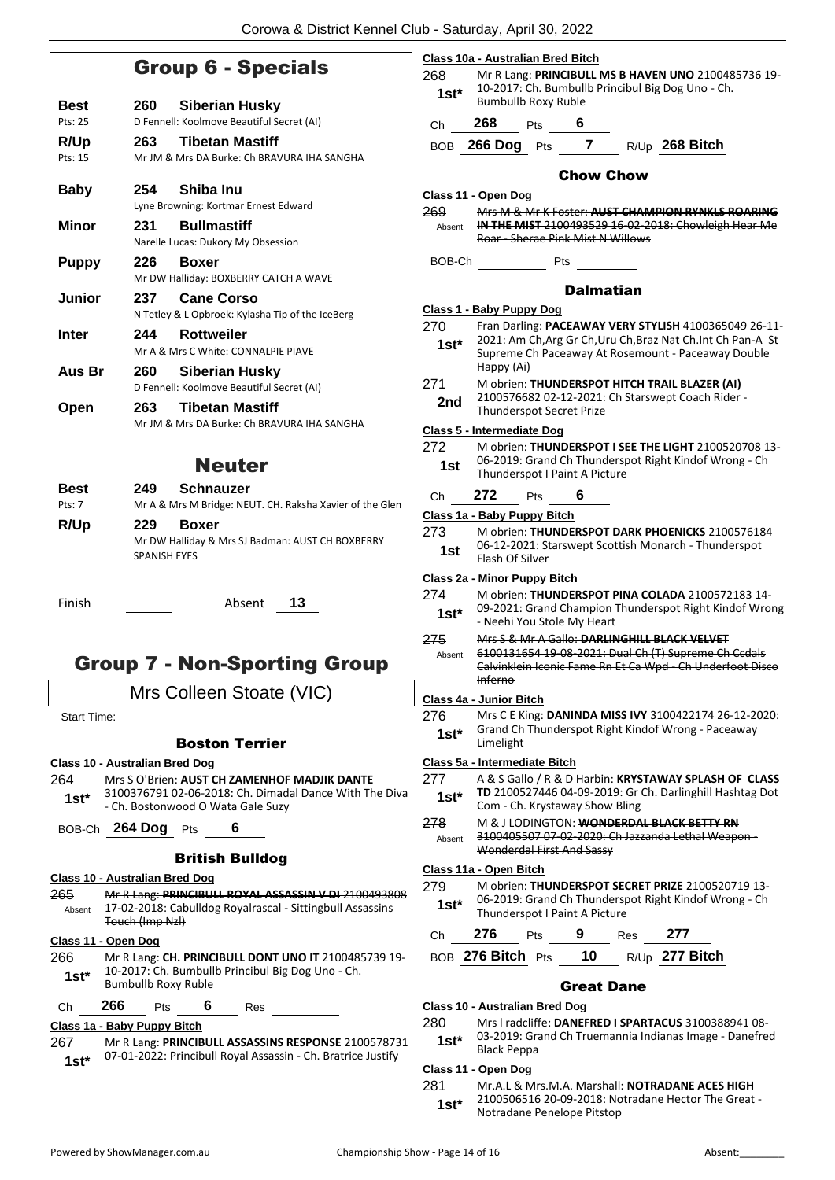## Group 6 - Specials

**Best** **260 Siberian Husky**
Pts: 25 — D Fennell: Koolmove Beautiful Secret (AI)

**R/Up** **263 Tibetan Mastiff**
Pts: 15 — Mr JM & Mrs DA Burke: Ch BRAVURA IHA SANGHA

**Baby** **254 Shiba Inu**
Lyne Browning: Kortmar Ernest Edward

**Minor** **231 Bullmastiff**
Narelle Lucas: Dukory My Obsession

**Puppy** **226 Boxer**
Mr DW Halliday: BOXBERRY CATCH A WAVE

**Junior** **237 Cane Corso**
N Tetley & L Opbroek: Kylasha Tip of the IceBerg

**Inter** **244 Rottweiler**
Mr A & Mrs C White: CONNALPIE PIAVE

**Aus Br** **260 Siberian Husky**
D Fennell: Koolmove Beautiful Secret (AI)

**Open** **263 Tibetan Mastiff**
Mr JM & Mrs DA Burke: Ch BRAVURA IHA SANGHA

## Neuter

**Best** **249 Schnauzer**
Pts: 7 — Mr A & Mrs M Bridge: NEUT. CH. Raksha Xavier of the Glen

**R/Up** **229 Boxer**
Mr DW Halliday & Mrs SJ Badman: AUST CH BOXBERRY SPANISH EYES

Finish ______ Absent **13**

## Group 7 - Non-Sporting Group

Mrs Colleen Stoate (VIC)

Start Time: ______

### Boston Terrier

**Class 10 - Australian Bred Dog**

264 **1st*** Mrs S O'Brien: **AUST CH ZAMENHOF MADJIK DANTE** 3100376791 02-06-2018: Ch. Dimadal Dance With The Diva - Ch. Bostonwood O Wata Gale Suzy

BOB-Ch **264 Dog** Pts **6**

### British Bulldog

**Class 10 - Australian Bred Dog**

265 Absent ~~Mr R Lang: **PRINCIBULL ROYAL ASSASSIN V DI** 2100493808 17-02-2018: Cabulldog Royalrascal - Sittingbull Assassins Touch (Imp Nzl)~~

**Class 11 - Open Dog**

266 **1st*** Mr R Lang: **CH. PRINCIBULL DONT UNO IT** 2100485739 19-10-2017: Ch. Bumbullb Principal Big Dog Uno - Ch. Bumbullb Roxy Ruble

Ch **266** Pts **6** Res ______

**Class 1a - Baby Puppy Bitch**

267 **1st*** Mr R Lang: **PRINCIBULL ASSASSINS RESPONSE** 2100578731 07-01-2022: Princibull Royal Assassin - Ch. Bratrice Justify

**Class 10a - Australian Bred Bitch**

268 **1st*** Mr R Lang: **PRINCIBULL MS B HAVEN UNO** 2100485736 19-10-2017: Ch. Bumbullb Principal Big Dog Uno - Ch. Bumbullb Roxy Ruble

Ch **268** Pts **6**

BOB **266 Dog** Pts **7** R/Up **268 Bitch**

### Chow Chow

**Class 11 - Open Dog**

269 Absent ~~Mrs M & Mr K Foster: **AUST CHAMPION RYNKLS ROARING IN THE MIST** 2100493529 16-02-2018: Chowleigh Hear Me Roar - Sherae Pink Mist N Willows~~

BOB-Ch ______ Pts ______

### Dalmatian

**Class 1 - Baby Puppy Dog**

270 **1st*** Fran Darling: **PACEAWAY VERY STYLISH** 4100365049 26-11-2021: Am Ch,Arg Gr Ch,Uru Ch,Braz Nat Ch.Int Ch Pan-A St Supreme Ch Paceaway At Rosemount - Paceaway Double Happy (Ai)

271 **2nd** M obrien: **THUNDERSPOT HITCH TRAIL BLAZER (AI)** 2100576682 02-12-2021: Ch Starswept Coach Rider - Thunderspot Secret Prize

**Class 5 - Intermediate Dog**

272 **1st** M obrien: **THUNDERSPOT I SEE THE LIGHT** 2100520708 13-06-2019: Grand Ch Thunderspot Right Kindof Wrong - Ch Thunderspot I Paint A Picture

Ch **272** Pts **6**

**Class 1a - Baby Puppy Bitch**

273 **1st** M obrien: **THUNDERSPOT DARK PHOENICKS** 2100576184 06-12-2021: Starswept Scottish Monarch - Thunderspot Flash Of Silver

**Class 2a - Minor Puppy Bitch**

274 **1st*** M obrien: **THUNDERSPOT PINA COLADA** 2100572183 14-09-2021: Grand Champion Thunderspot Right Kindof Wrong - Neehi You Stole My Heart

275 Absent ~~Mrs S & Mr A Gallo: **DARLINGHILL BLACK VELVET** 6100131654 19-08-2021: Dual Ch (T) Supreme Ch Ccdals Calvinklein Iconic Fame Rn Et Ca Wpd - Ch Underfoot Disco Inferno~~

**Class 4a - Junior Bitch**

276 **1st*** Mrs C E King: **DANINDA MISS IVY** 3100422174 26-12-2020: Grand Ch Thunderspot Right Kindof Wrong - Paceaway Limelight

**Class 5a - Intermediate Bitch**

277 **1st*** A & S Gallo / R & D Harbin: **KRYSTAWAY SPLASH OF CLASS TD** 2100527446 04-09-2019: Gr Ch. Darlinghill Hashtag Dot Com - Ch. Krystaway Show Bling

278 Absent ~~M & J LODINGTON: **WONDERDAL BLACK BETTY RN** 3100405507 07-02-2020: Ch Jazzanda Lethal Weapon - Wonderdal First And Sassy~~

**Class 11a - Open Bitch**

279 **1st*** M obrien: **THUNDERSPOT SECRET PRIZE** 2100520719 13-06-2019: Grand Ch Thunderspot Right Kindof Wrong - Ch Thunderspot I Paint A Picture

Ch **276** Pts **9** Res **277**

BOB **276 Bitch** Pts **10** R/Up **277 Bitch**

### Great Dane

**Class 10 - Australian Bred Dog**

280 **1st*** Mrs l radcliffe: **DANEFRED I SPARTACUS** 3100388941 08-03-2019: Grand Ch Truemannia Indianas Image - Danefred Black Peppa

**Class 11 - Open Dog**

281 **1st*** Mr.A.L & Mrs.M.A. Marshall: **NOTRADANE ACES HIGH** 2100506516 20-09-2018: Notradane Hector The Great - Notradane Penelope Pitstop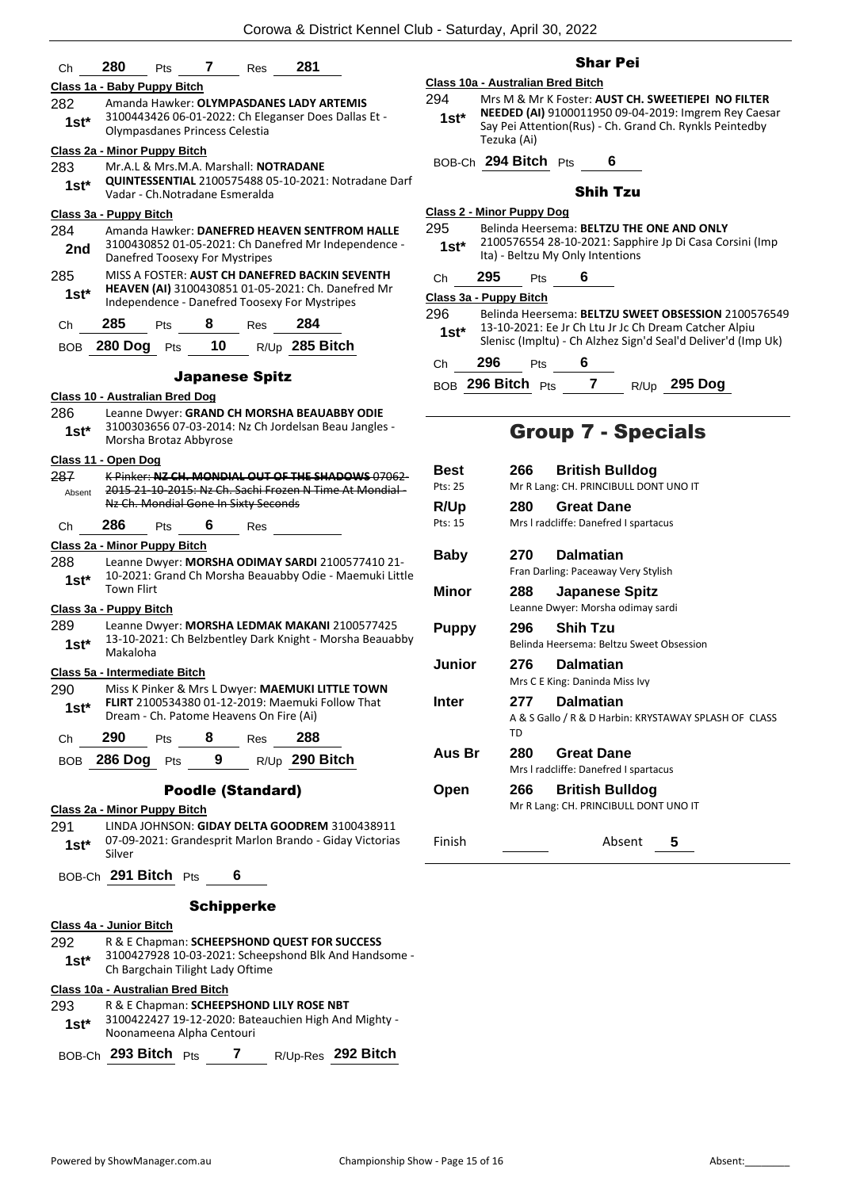Ch **280** Pts **7** Res **281**

**Class 1a - Baby Puppy Bitch**

282 **1st*** Amanda Hawker: **OLYMPASDANES LADY ARTEMIS** 3100443426 06-01-2022: Ch Eleganser Does Dallas Et - Olympasdanes Princess Celestia

**Class 2a - Minor Puppy Bitch**

283 **1st*** Mr.A.L & Mrs.M.A. Marshall: **NOTRADANE QUINTESSENTIAL** 2100575488 05-10-2021: Notradane Darf Vadar - Ch.Notradane Esmeralda

**Class 3a - Puppy Bitch**

284 **2nd** Amanda Hawker: **DANEFRED HEAVEN SENTFROM HALLE** 3100430852 01-05-2021: Ch Danefred Mr Independence - Danefred Toosexy For Mystripes

285 **1st*** MISS A FOSTER: **AUST CH DANEFRED BACKIN SEVENTH HEAVEN (AI)** 3100430851 01-05-2021: Ch. Danefred Mr Independence - Danefred Toosexy For Mystripes

Ch **285** Pts **8** Res **284**

BOB **280 Dog** Pts **10** R/Up **285 Bitch**

## Japanese Spitz

**Class 10 - Australian Bred Dog**

286 **1st*** Leanne Dwyer: **GRAND CH MORSHA BEAUABBY ODIE** 3100303656 07-03-2014: Nz Ch Jordelsan Beau Jangles - Morsha Brotaz Abbyrose

**Class 11 - Open Dog**

287 Absent ~~K Pinker: **NZ CH. MONDIAL OUT OF THE SHADOWS** 07062-2015 21-10-2015: Nz Ch. Sachi Frozen N Time At Mondial - Nz Ch. Mondial Gone In Sixty Seconds~~

Ch **286** Pts **6** Res

**Class 2a - Minor Puppy Bitch**

288 **1st*** Leanne Dwyer: **MORSHA ODIMAY SARDI** 2100577410 21-10-2021: Grand Ch Morsha Beauabby Odie - Maemuki Little Town Flirt

**Class 3a - Puppy Bitch**

289 **1st*** Leanne Dwyer: **MORSHA LEDMAK MAKANI** 2100577425 13-10-2021: Ch Belzbentley Dark Knight - Morsha Beauabby Makaloha

**Class 5a - Intermediate Bitch**

290 **1st*** Miss K Pinker & Mrs L Dwyer: **MAEMUKI LITTLE TOWN FLIRT** 2100534380 01-12-2019: Maemuki Follow That Dream - Ch. Patome Heavens On Fire (Ai)

Ch **290** Pts **8** Res **288**

BOB **286 Dog** Pts **9** R/Up **290 Bitch**

## Poodle (Standard)

**Class 2a - Minor Puppy Bitch**

291 **1st*** LINDA JOHNSON: **GIDAY DELTA GOODREM** 3100438911 07-09-2021: Grandesprit Marlon Brando - Giday Victorias Silver

BOB-Ch **291 Bitch** Pts **6**

## Schipperke

**Class 4a - Junior Bitch**

292 **1st*** R & E Chapman: **SCHEEPSHOND QUEST FOR SUCCESS** 3100427928 10-03-2021: Scheepshond Blk And Handsome - Ch Bargchain Tilight Lady Oftime

**Class 10a - Australian Bred Bitch**

293 **1st*** R & E Chapman: **SCHEEPSHOND LILY ROSE NBT** 3100422427 19-12-2020: Bateauchien High And Mighty - Noonameena Alpha Centouri

BOB-Ch **293 Bitch** Pts **7** R/Up-Res **292 Bitch**

## Shar Pei

**Class 10a - Australian Bred Bitch**

294 **1st*** Mrs M & Mr K Foster: **AUST CH. SWEETIEPEI NO FILTER NEEDED (AI)** 9100011950 09-04-2019: Imgrem Rey Caesar Say Pei Attention(Rus) - Ch. Grand Ch. Rynkls Peintedby Tezuka (Ai)

BOB-Ch **294 Bitch** Pts **6**

## Shih Tzu

**Class 2 - Minor Puppy Dog**

295 **1st*** Belinda Heersema: **BELTZU THE ONE AND ONLY** 2100576554 28-10-2021: Sapphire Jp Di Casa Corsini (Imp Ita) - Beltzu My Only Intentions

Ch **295** Pts **6**

**Class 3a - Puppy Bitch**

296 **1st*** Belinda Heersema: **BELTZU SWEET OBSESSION** 2100576549 13-10-2021: Ee Jr Ch Ltu Jr Jc Ch Dream Catcher Alpiu Slenisc (Impltu) - Ch Alzhez Sign'd Seal'd Deliver'd (Imp Uk)

Ch **296** Pts **6**

BOB **296 Bitch** Pts **7** R/Up **295 Dog**

# Group 7 - Specials

| | | |
|---|---|---|
| **Best** (Pts: 25) | **266** | **British Bulldog** — Mr R Lang: CH. PRINCIBULL DONT UNO IT |
| **R/Up** (Pts: 15) | **280** | **Great Dane** — Mrs l radcliffe: Danefred I spartacus |
| **Baby** | **270** | **Dalmatian** — Fran Darling: Paceaway Very Stylish |
| **Minor** | **288** | **Japanese Spitz** — Leanne Dwyer: Morsha odimay sardi |
| **Puppy** | **296** | **Shih Tzu** — Belinda Heersema: Beltzu Sweet Obsession |
| **Junior** | **276** | **Dalmatian** — Mrs C E King: Daninda Miss Ivy |
| **Inter** | **277** | **Dalmatian** — A & S Gallo / R & D Harbin: KRYSTAWAY SPLASH OF CLASS TD |
| **Aus Br** | **280** | **Great Dane** — Mrs l radcliffe: Danefred I spartacus |
| **Open** | **266** | **British Bulldog** — Mr R Lang: CH. PRINCIBULL DONT UNO IT |

Finish ______ Absent **5**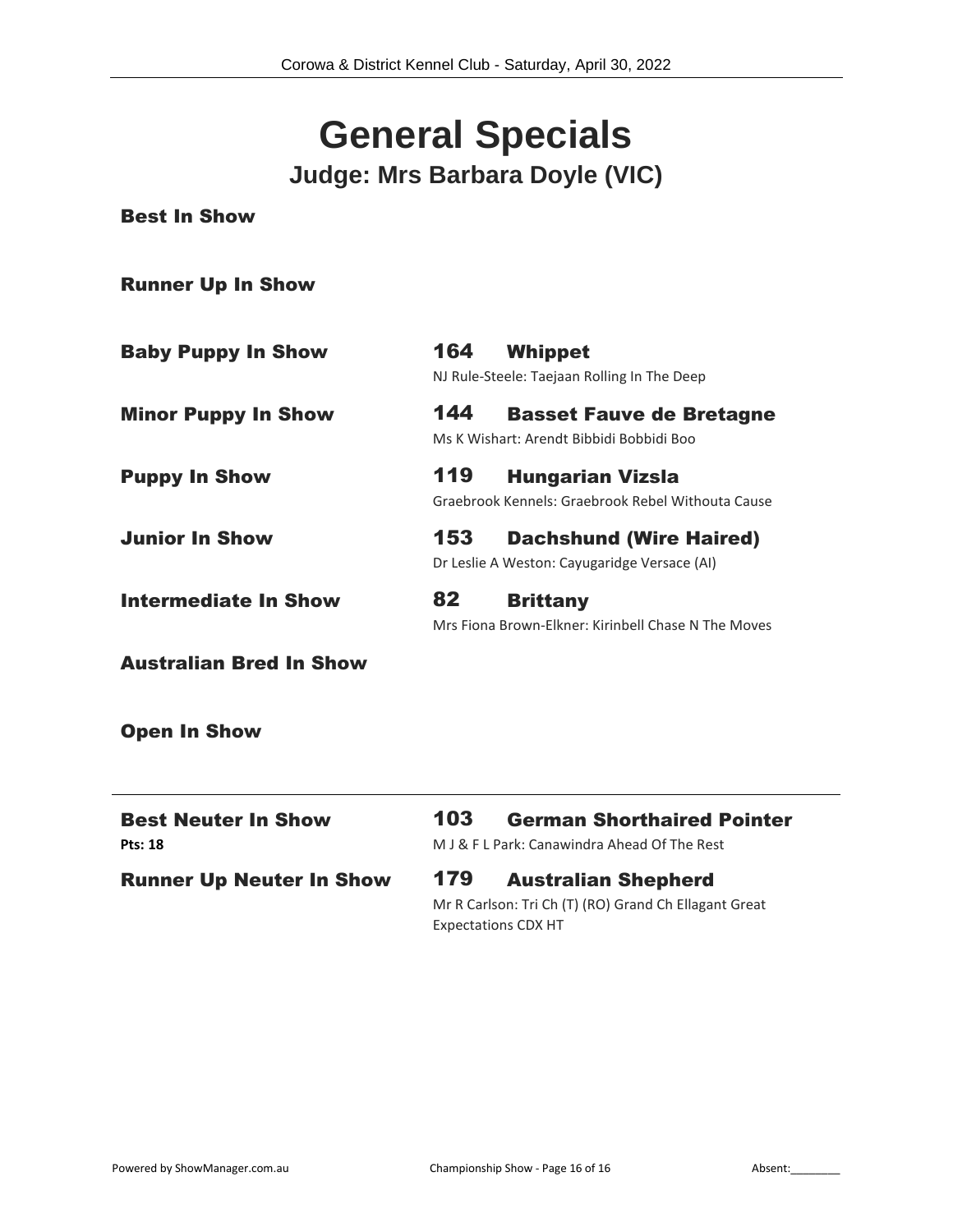# General Specials

## Judge: Mrs Barbara Doyle (VIC)

**Best In Show**

**Runner Up In Show**

**Baby Puppy In Show** — **164 Whippet**
NJ Rule-Steele: Taejaan Rolling In The Deep

**Minor Puppy In Show** — **144 Basset Fauve de Bretagne**
Ms K Wishart: Arendt Bibbidi Bobbidi Boo

**Puppy In Show** — **119 Hungarian Vizsla**
Graebrook Kennels: Graebrook Rebel Withouta Cause

**Junior In Show** — **153 Dachshund (Wire Haired)**
Dr Leslie A Weston: Cayugaridge Versace (AI)

**Intermediate In Show** — **82 Brittany**
Mrs Fiona Brown-Elkner: Kirinbell Chase N The Moves

**Australian Bred In Show**

**Open In Show**

---

**Best Neuter In Show** — **103 German Shorthaired Pointer**
**Pts: 18**
M J & F L Park: Canawindra Ahead Of The Rest

**Runner Up Neuter In Show** — **179 Australian Shepherd**
Mr R Carlson: Tri Ch (T) (RO) Grand Ch Ellagant Great Expectations CDX HT

Absent:________